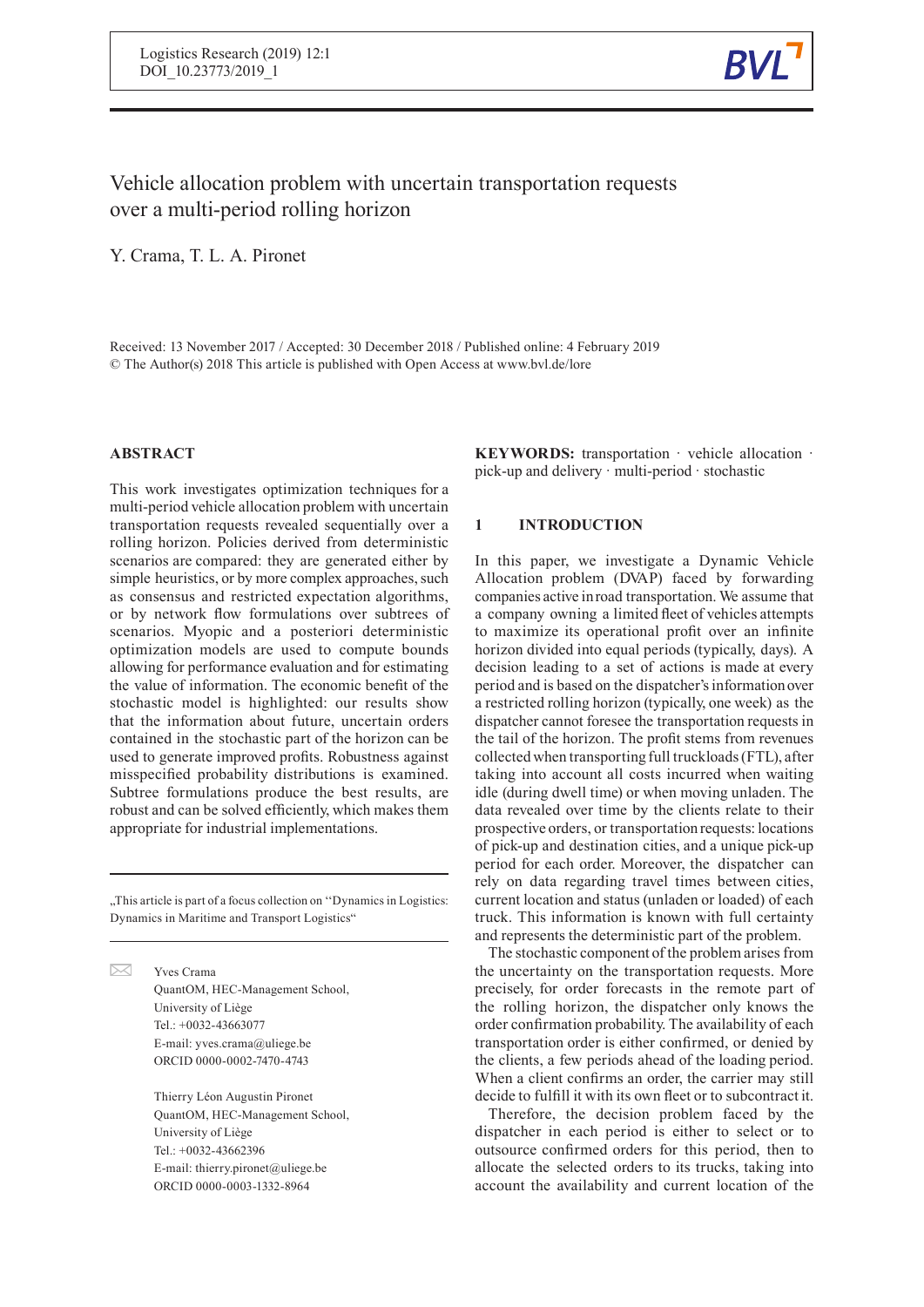# Vehicle allocation problem with uncertain transportation requests over a multi-period rolling horizon

Y. Crama, T. L. A. Pironet

Received: 13 November 2017 / Accepted: 30 December 2018 / Published online: 4 February 2019
© The Author(s) 2018 This article is published with Open Access at www.bvl.de/lore

## ABSTRACT

This work investigates optimization techniques for a multi-period vehicle allocation problem with uncertain transportation requests revealed sequentially over a rolling horizon. Policies derived from deterministic scenarios are compared: they are generated either by simple heuristics, or by more complex approaches, such as consensus and restricted expectation algorithms, or by network flow formulations over subtrees of scenarios. Myopic and a posteriori deterministic optimization models are used to compute bounds allowing for performance evaluation and for estimating the value of information. The economic benefit of the stochastic model is highlighted: our results show that the information about future, uncertain orders contained in the stochastic part of the horizon can be used to generate improved profits. Robustness against misspecified probability distributions is examined. Subtree formulations produce the best results, are robust and can be solved efficiently, which makes them appropriate for industrial implementations.

„This article is part of a focus collection on ''Dynamics in Logistics: Dynamics in Maritime and Transport Logistics"

Yves Crama
QuantOM, HEC-Management School,
University of Liège
Tel.: +0032-43663077
E-mail: yves.crama@uliege.be
ORCID 0000-0002-7470-4743

Thierry Léon Augustin Pironet
QuantOM, HEC-Management School,
University of Liège
Tel.: +0032-43662396
E-mail: thierry.pironet@uliege.be
ORCID 0000-0003-1332-8964

**KEYWORDS:** transportation · vehicle allocation · pick-up and delivery · multi-period · stochastic

## 1 INTRODUCTION

In this paper, we investigate a Dynamic Vehicle Allocation problem (DVAP) faced by forwarding companies active in road transportation. We assume that a company owning a limited fleet of vehicles attempts to maximize its operational profit over an infinite horizon divided into equal periods (typically, days). A decision leading to a set of actions is made at every period and is based on the dispatcher's information over a restricted rolling horizon (typically, one week) as the dispatcher cannot foresee the transportation requests in the tail of the horizon. The profit stems from revenues collected when transporting full truckloads (FTL), after taking into account all costs incurred when waiting idle (during dwell time) or when moving unladen. The data revealed over time by the clients relate to their prospective orders, or transportation requests: locations of pick-up and destination cities, and a unique pick-up period for each order. Moreover, the dispatcher can rely on data regarding travel times between cities, current location and status (unladen or loaded) of each truck. This information is known with full certainty and represents the deterministic part of the problem.

The stochastic component of the problem arises from the uncertainty on the transportation requests. More precisely, for order forecasts in the remote part of the rolling horizon, the dispatcher only knows the order confirmation probability. The availability of each transportation order is either confirmed, or denied by the clients, a few periods ahead of the loading period. When a client confirms an order, the carrier may still decide to fulfill it with its own fleet or to subcontract it.

Therefore, the decision problem faced by the dispatcher in each period is either to select or to outsource confirmed orders for this period, then to allocate the selected orders to its trucks, taking into account the availability and current location of the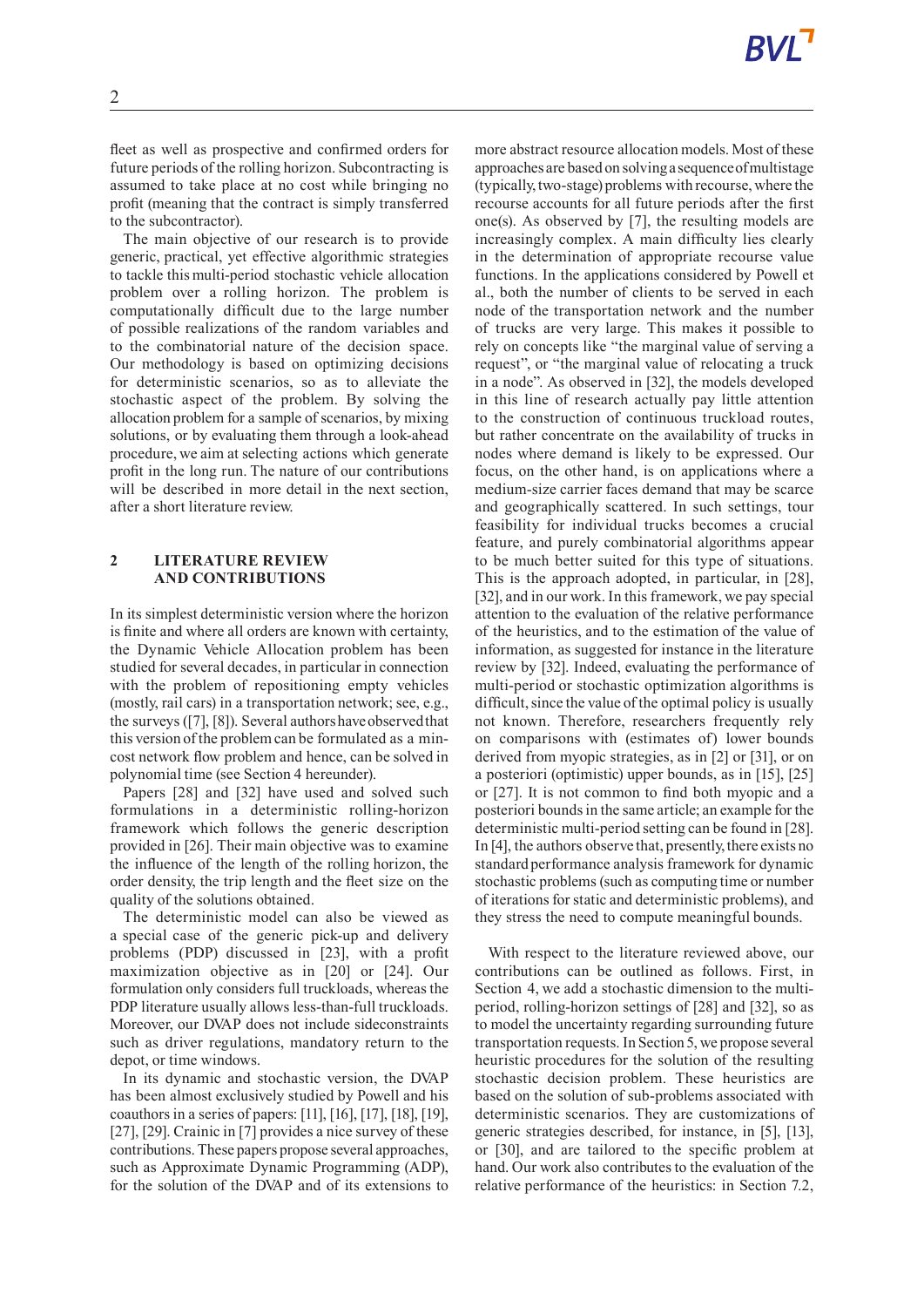fleet as well as prospective and confirmed orders for future periods of the rolling horizon. Subcontracting is assumed to take place at no cost while bringing no profit (meaning that the contract is simply transferred to the subcontractor).

The main objective of our research is to provide generic, practical, yet effective algorithmic strategies to tackle this multi-period stochastic vehicle allocation problem over a rolling horizon. The problem is computationally difficult due to the large number of possible realizations of the random variables and to the combinatorial nature of the decision space. Our methodology is based on optimizing decisions for deterministic scenarios, so as to alleviate the stochastic aspect of the problem. By solving the allocation problem for a sample of scenarios, by mixing solutions, or by evaluating them through a look-ahead procedure, we aim at selecting actions which generate profit in the long run. The nature of our contributions will be described in more detail in the next section, after a short literature review.

## 2 LITERATURE REVIEW AND CONTRIBUTIONS

In its simplest deterministic version where the horizon is finite and where all orders are known with certainty, the Dynamic Vehicle Allocation problem has been studied for several decades, in particular in connection with the problem of repositioning empty vehicles (mostly, rail cars) in a transportation network; see, e.g., the surveys ([7], [8]). Several authors have observed that this version of the problem can be formulated as a min-cost network flow problem and hence, can be solved in polynomial time (see Section 4 hereunder).

Papers [28] and [32] have used and solved such formulations in a deterministic rolling-horizon framework which follows the generic description provided in [26]. Their main objective was to examine the influence of the length of the rolling horizon, the order density, the trip length and the fleet size on the quality of the solutions obtained.

The deterministic model can also be viewed as a special case of the generic pick-up and delivery problems (PDP) discussed in [23], with a profit maximization objective as in [20] or [24]. Our formulation only considers full truckloads, whereas the PDP literature usually allows less-than-full truckloads. Moreover, our DVAP does not include sideconstraints such as driver regulations, mandatory return to the depot, or time windows.

In its dynamic and stochastic version, the DVAP has been almost exclusively studied by Powell and his coauthors in a series of papers: [11], [16], [17], [18], [19], [27], [29]. Crainic in [7] provides a nice survey of these contributions. These papers propose several approaches, such as Approximate Dynamic Programming (ADP), for the solution of the DVAP and of its extensions to more abstract resource allocation models. Most of these approaches are based on solving a sequence of multistage (typically, two-stage) problems with recourse, where the recourse accounts for all future periods after the first one(s). As observed by [7], the resulting models are increasingly complex. A main difficulty lies clearly in the determination of appropriate recourse value functions. In the applications considered by Powell et al., both the number of clients to be served in each node of the transportation network and the number of trucks are very large. This makes it possible to rely on concepts like "the marginal value of serving a request", or "the marginal value of relocating a truck in a node". As observed in [32], the models developed in this line of research actually pay little attention to the construction of continuous truckload routes, but rather concentrate on the availability of trucks in nodes where demand is likely to be expressed. Our focus, on the other hand, is on applications where a medium-size carrier faces demand that may be scarce and geographically scattered. In such settings, tour feasibility for individual trucks becomes a crucial feature, and purely combinatorial algorithms appear to be much better suited for this type of situations. This is the approach adopted, in particular, in [28], [32], and in our work. In this framework, we pay special attention to the evaluation of the relative performance of the heuristics, and to the estimation of the value of information, as suggested for instance in the literature review by [32]. Indeed, evaluating the performance of multi-period or stochastic optimization algorithms is difficult, since the value of the optimal policy is usually not known. Therefore, researchers frequently rely on comparisons with (estimates of) lower bounds derived from myopic strategies, as in [2] or [31], or on a posteriori (optimistic) upper bounds, as in [15], [25] or [27]. It is not common to find both myopic and a posteriori bounds in the same article; an example for the deterministic multi-period setting can be found in [28]. In [4], the authors observe that, presently, there exists no standard performance analysis framework for dynamic stochastic problems (such as computing time or number of iterations for static and deterministic problems), and they stress the need to compute meaningful bounds.

With respect to the literature reviewed above, our contributions can be outlined as follows. First, in Section 4, we add a stochastic dimension to the multi-period, rolling-horizon settings of [28] and [32], so as to model the uncertainty regarding surrounding future transportation requests. In Section 5, we propose several heuristic procedures for the solution of the resulting stochastic decision problem. These heuristics are based on the solution of sub-problems associated with deterministic scenarios. They are customizations of generic strategies described, for instance, in [5], [13], or [30], and are tailored to the specific problem at hand. Our work also contributes to the evaluation of the relative performance of the heuristics: in Section 7.2,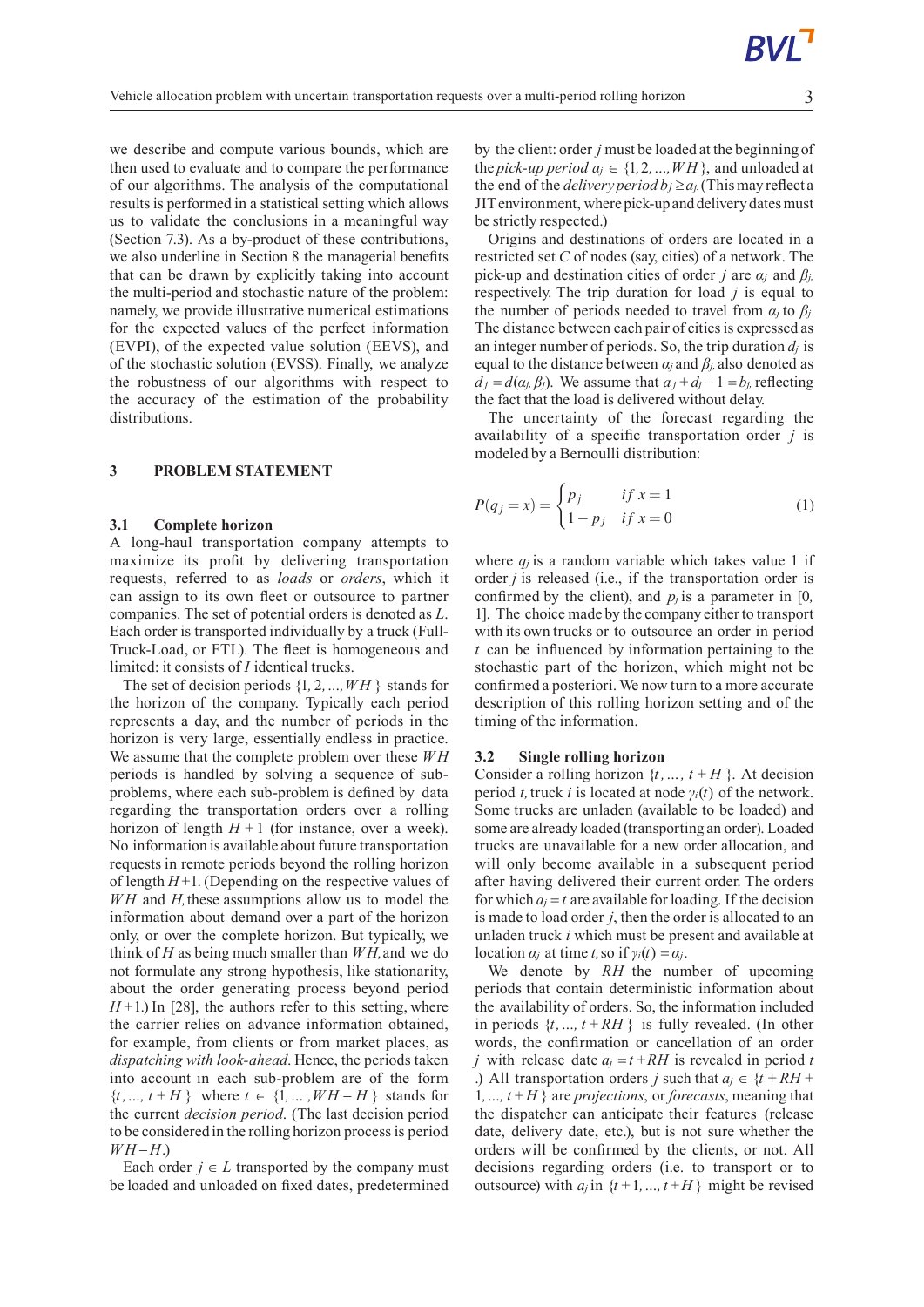we describe and compute various bounds, which are then used to evaluate and to compare the performance of our algorithms. The analysis of the computational results is performed in a statistical setting which allows us to validate the conclusions in a meaningful way (Section 7.3). As a by-product of these contributions, we also underline in Section 8 the managerial benefits that can be drawn by explicitly taking into account the multi-period and stochastic nature of the problem: namely, we provide illustrative numerical estimations for the expected values of the perfect information (EVPI), of the expected value solution (EEVS), and of the stochastic solution (EVSS). Finally, we analyze the robustness of our algorithms with respect to the accuracy of the estimation of the probability distributions.

## 3 PROBLEM STATEMENT

### 3.1 Complete horizon

A long-haul transportation company attempts to maximize its profit by delivering transportation requests, referred to as *loads* or *orders*, which it can assign to its own fleet or outsource to partner companies. The set of potential orders is denoted as $L$. Each order is transported individually by a truck (Full-Truck-Load, or FTL). The fleet is homogeneous and limited: it consists of $I$ identical trucks.

The set of decision periods $\{1, 2, ..., WH\}$ stands for the horizon of the company. Typically each period represents a day, and the number of periods in the horizon is very large, essentially endless in practice. We assume that the complete problem over these $WH$ periods is handled by solving a sequence of sub-problems, where each sub-problem is defined by data regarding the transportation orders over a rolling horizon of length $H+1$ (for instance, over a week). No information is available about future transportation requests in remote periods beyond the rolling horizon of length $H+1$. (Depending on the respective values of $WH$ and $H$, these assumptions allow us to model the information about demand over a part of the horizon only, or over the complete horizon. But typically, we think of $H$ as being much smaller than $WH$, and we do not formulate any strong hypothesis, like stationarity, about the order generating process beyond period $H+1$.) In [28], the authors refer to this setting, where the carrier relies on advance information obtained, for example, from clients or from market places, as *dispatching with look-ahead*. Hence, the periods taken into account in each sub-problem are of the form $\{t, ..., t+H\}$ where $t \in \{1, ..., WH-H\}$ stands for the current *decision period*. (The last decision period to be considered in the rolling horizon process is period $WH-H$.)

Each order $j \in L$ transported by the company must be loaded and unloaded on fixed dates, predetermined by the client: order $j$ must be loaded at the beginning of the *pick-up period* $a_j \in \{1, 2, ..., WH\}$, and unloaded at the end of the *delivery period* $b_j \geq a_j$. (This may reflect a JIT environment, where pick-up and delivery dates must be strictly respected.)

Origins and destinations of orders are located in a restricted set $C$ of nodes (say, cities) of a network. The pick-up and destination cities of order $j$ are $\alpha_j$ and $\beta_j$, respectively. The trip duration for load $j$ is equal to the number of periods needed to travel from $\alpha_j$ to $\beta_j$. The distance between each pair of cities is expressed as an integer number of periods. So, the trip duration $d_j$ is equal to the distance between $\alpha_j$ and $\beta_j$, also denoted as $d_j = d(\alpha_j, \beta_j)$. We assume that $a_j + d_j - 1 = b_j$, reflecting the fact that the load is delivered without delay.

The uncertainty of the forecast regarding the availability of a specific transportation order $j$ is modeled by a Bernoulli distribution:

$$P(q_j = x) = \begin{cases} p_j & \text{if } x = 1 \\ 1 - p_j & \text{if } x = 0 \end{cases} \tag{1}$$

where $q_j$ is a random variable which takes value 1 if order $j$ is released (i.e., if the transportation order is confirmed by the client), and $p_j$ is a parameter in [0, 1]. The choice made by the company either to transport with its own trucks or to outsource an order in period $t$ can be influenced by information pertaining to the stochastic part of the horizon, which might not be confirmed a posteriori. We now turn to a more accurate description of this rolling horizon setting and of the timing of the information.

### 3.2 Single rolling horizon

Consider a rolling horizon $\{t, ..., t+H\}$. At decision period $t$, truck $i$ is located at node $\gamma_i(t)$ of the network. Some trucks are unladen (available to be loaded) and some are already loaded (transporting an order). Loaded trucks are unavailable for a new order allocation, and will only become available in a subsequent period after having delivered their current order. The orders for which $a_j = t$ are available for loading. If the decision is made to load order $j$, then the order is allocated to an unladen truck $i$ which must be present and available at location $\alpha_j$ at time $t$, so if $\gamma_i(t) = \alpha_j$.

We denote by $RH$ the number of upcoming periods that contain deterministic information about the availability of orders. So, the information included in periods $\{t, ..., t+RH\}$ is fully revealed. (In other words, the confirmation or cancellation of an order $j$ with release date $a_j = t+RH$ is revealed in period $t$.) All transportation orders $j$ such that $a_j \in \{t+RH+1, ..., t+H\}$ are *projections*, or *forecasts*, meaning that the dispatcher can anticipate their features (release date, delivery date, etc.), but is not sure whether the orders will be confirmed by the clients, or not. All decisions regarding orders (i.e. to transport or to outsource) with $a_j$ in $\{t+1, ..., t+H\}$ might be revised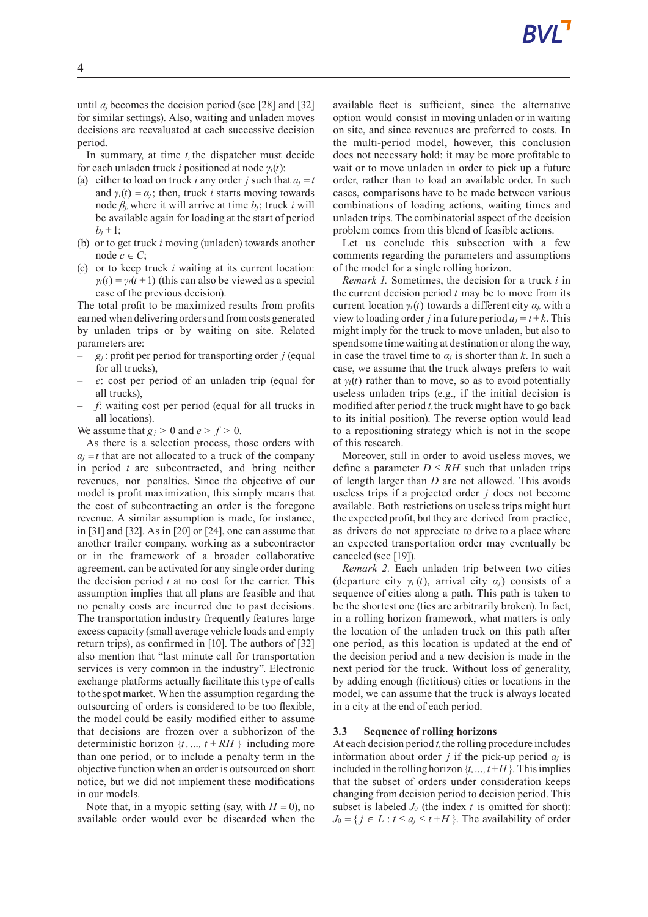until $a_j$ becomes the decision period (see [28] and [32] for similar settings). Also, waiting and unladen moves decisions are reevaluated at each successive decision period.

In summary, at time $t$, the dispatcher must decide for each unladen truck $i$ positioned at node $\gamma_i(t)$:

(a) either to load on truck $i$ any order $j$ such that $a_j = t$ and $\gamma_i(t) = \alpha_j$; then, truck $i$ starts moving towards node $\beta_j$, where it will arrive at time $b_j$; truck $i$ will be available again for loading at the start of period $b_j + 1$;

(b) or to get truck $i$ moving (unladen) towards another node $c \in C$;

(c) or to keep truck $i$ waiting at its current location: $\gamma_i(t) = \gamma_i(t+1)$ (this can also be viewed as a special case of the previous decision).

The total profit to be maximized results from profits earned when delivering orders and from costs generated by unladen trips or by waiting on site. Related parameters are:

- $g_j$: profit per period for transporting order $j$ (equal for all trucks),
- $e$: cost per period of an unladen trip (equal for all trucks),
- $f$: waiting cost per period (equal for all trucks in all locations).

We assume that $g_j > 0$ and $e > f > 0$.

As there is a selection process, those orders with $a_j = t$ that are not allocated to a truck of the company in period $t$ are subcontracted, and bring neither revenues, nor penalties. Since the objective of our model is profit maximization, this simply means that the cost of subcontracting an order is the foregone revenue. A similar assumption is made, for instance, in [31] and [32]. As in [20] or [24], one can assume that another trailer company, working as a subcontractor or in the framework of a broader collaborative agreement, can be activated for any single order during the decision period $t$ at no cost for the carrier. This assumption implies that all plans are feasible and that no penalty costs are incurred due to past decisions. The transportation industry frequently features large excess capacity (small average vehicle loads and empty return trips), as confirmed in [10]. The authors of [32] also mention that "last minute call for transportation services is very common in the industry". Electronic exchange platforms actually facilitate this type of calls to the spot market. When the assumption regarding the outsourcing of orders is considered to be too flexible, the model could be easily modified either to assume that decisions are frozen over a subhorizon of the deterministic horizon $\{t, ..., t + RH\}$ including more than one period, or to include a penalty term in the objective function when an order is outsourced on short notice, but we did not implement these modifications in our models.

Note that, in a myopic setting (say, with $H = 0$), no available order would ever be discarded when the available fleet is sufficient, since the alternative option would consist in moving unladen or in waiting on site, and since revenues are preferred to costs. In the multi-period model, however, this conclusion does not necessary hold: it may be more profitable to wait or to move unladen in order to pick up a future order, rather than to load an available order. In such cases, comparisons have to be made between various combinations of loading actions, waiting times and unladen trips. The combinatorial aspect of the decision problem comes from this blend of feasible actions.

Let us conclude this subsection with a few comments regarding the parameters and assumptions of the model for a single rolling horizon.

*Remark 1.* Sometimes, the decision for a truck $i$ in the current decision period $t$ may be to move from its current location $\gamma_i(t)$ towards a different city $\alpha_j$, with a view to loading order $j$ in a future period $a_j = t + k$. This might imply for the truck to move unladen, but also to spend some time waiting at destination or along the way, in case the travel time to $\alpha_j$ is shorter than $k$. In such a case, we assume that the truck always prefers to wait at $\gamma_i(t)$ rather than to move, so as to avoid potentially useless unladen trips (e.g., if the initial decision is modified after period $t$, the truck might have to go back to its initial position). The reverse option would lead to a repositioning strategy which is not in the scope of this research.

Moreover, still in order to avoid useless moves, we define a parameter $D \leq RH$ such that unladen trips of length larger than $D$ are not allowed. This avoids useless trips if a projected order $j$ does not become available. Both restrictions on useless trips might hurt the expected profit, but they are derived from practice, as drivers do not appreciate to drive to a place where an expected transportation order may eventually be canceled (see [19]).

*Remark 2.* Each unladen trip between two cities (departure city $\gamma_i(t)$, arrival city $\alpha_j$) consists of a sequence of cities along a path. This path is taken to be the shortest one (ties are arbitrarily broken). In fact, in a rolling horizon framework, what matters is only the location of the unladen truck on this path after one period, as this location is updated at the end of the decision period and a new decision is made in the next period for the truck. Without loss of generality, by adding enough (fictitious) cities or locations in the model, we can assume that the truck is always located in a city at the end of each period.

### 3.3 Sequence of rolling horizons

At each decision period $t$, the rolling procedure includes information about order $j$ if the pick-up period $a_j$ is included in the rolling horizon $\{t, ..., t+H\}$. This implies that the subset of orders under consideration keeps changing from decision period to decision period. This subset is labeled $J_0$ (the index $t$ is omitted for short): $J_0 = \{ j \in L : t \leq a_j \leq t + H \}$. The availability of order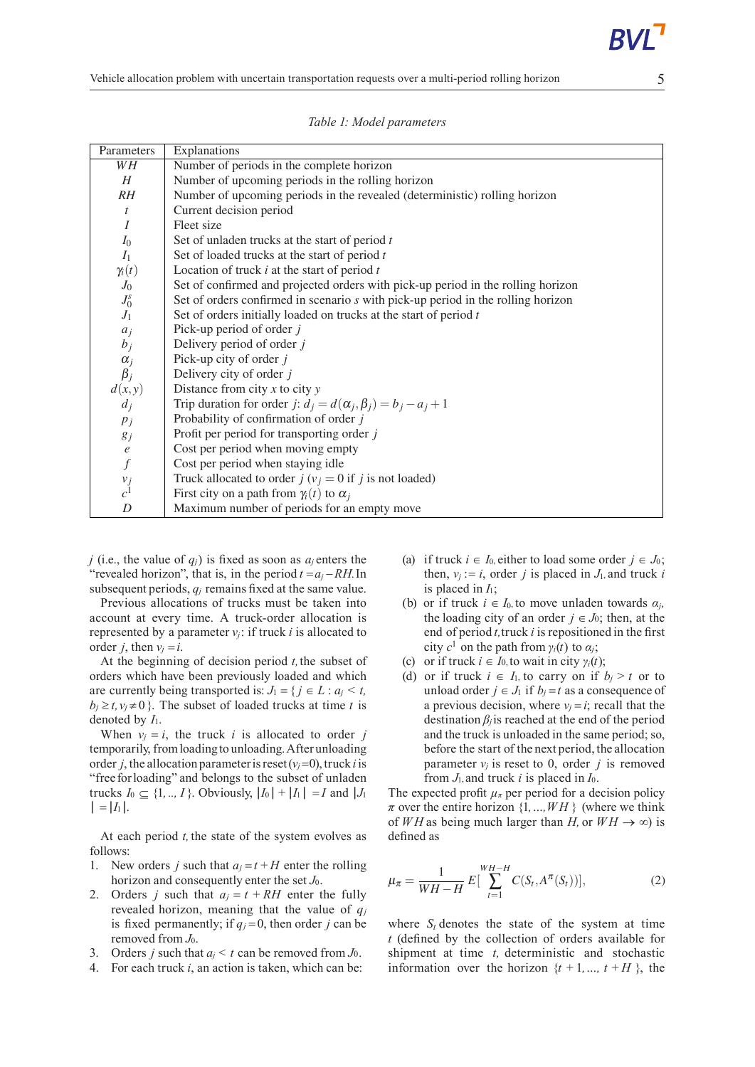*Table 1: Model parameters*

| Parameters | Explanations |
| --- | --- |
| $WH$ | Number of periods in the complete horizon |
| $H$ | Number of upcoming periods in the rolling horizon |
| $RH$ | Number of upcoming periods in the revealed (deterministic) rolling horizon |
| $t$ | Current decision period |
| $I$ | Fleet size |
| $I_0$ | Set of unladen trucks at the start of period $t$ |
| $I_1$ | Set of loaded trucks at the start of period $t$ |
| $\gamma_i(t)$ | Location of truck $i$ at the start of period $t$ |
| $J_0$ | Set of confirmed and projected orders with pick-up period in the rolling horizon |
| $J_0^s$ | Set of orders confirmed in scenario $s$ with pick-up period in the rolling horizon |
| $J_1$ | Set of orders initially loaded on trucks at the start of period $t$ |
| $a_j$ | Pick-up period of order $j$ |
| $b_j$ | Delivery period of order $j$ |
| $\alpha_j$ | Pick-up city of order $j$ |
| $\beta_j$ | Delivery city of order $j$ |
| $d(x,y)$ | Distance from city $x$ to city $y$ |
| $d_j$ | Trip duration for order $j$: $d_j = d(\alpha_j, \beta_j) = b_j - a_j + 1$ |
| $p_j$ | Probability of confirmation of order $j$ |
| $g_j$ | Profit per period for transporting order $j$ |
| $e$ | Cost per period when moving empty |
| $f$ | Cost per period when staying idle |
| $v_j$ | Truck allocated to order $j$ ($v_j = 0$ if $j$ is not loaded) |
| $c^1$ | First city on a path from $\gamma_i(t)$ to $\alpha_j$ |
| $D$ | Maximum number of periods for an empty move |

$j$ (i.e., the value of $q_j$) is fixed as soon as $a_j$ enters the "revealed horizon", that is, in the period $t = a_j - RH$. In subsequent periods, $q_j$ remains fixed at the same value.

Previous allocations of trucks must be taken into account at every time. A truck-order allocation is represented by a parameter $v_j$: if truck $i$ is allocated to order $j$, then $v_j = i$.

At the beginning of decision period $t$, the subset of orders which have been previously loaded and which are currently being transported is: $J_1 = \{ j \in L : a_j < t, b_j \geq t, v_j \neq 0 \}$. The subset of loaded trucks at time $t$ is denoted by $I_1$.

When $v_j = i$, the truck $i$ is allocated to order $j$ temporarily, from loading to unloading. After unloading order $j$, the allocation parameter is reset ($v_j = 0$), truck $i$ is "free for loading" and belongs to the subset of unladen trucks $I_0 \subseteq \{1, .., I\}$. Obviously, $|I_0| + |I_1| = I$ and $|J_1| = |I_1|$.

At each period $t$, the state of the system evolves as follows:

1. New orders $j$ such that $a_j = t + H$ enter the rolling horizon and consequently enter the set $J_0$.
2. Orders $j$ such that $a_j = t + RH$ enter the fully revealed horizon, meaning that the value of $q_j$ is fixed permanently; if $q_j = 0$, then order $j$ can be removed from $J_0$.
3. Orders $j$ such that $a_j < t$ can be removed from $J_0$.
4. For each truck $i$, an action is taken, which can be:
   - (a) if truck $i \in I_0$, either to load some order $j \in J_0$; then, $v_j := i$, order $j$ is placed in $J_1$, and truck $i$ is placed in $I_1$;
   - (b) or if truck $i \in I_0$, to move unladen towards $\alpha_j$, the loading city of an order $j \in J_0$; then, at the end of period $t$, truck $i$ is repositioned in the first city $c^1$ on the path from $\gamma_i(t)$ to $\alpha_j$;
   - (c) or if truck $i \in I_0$, to wait in city $\gamma_i(t)$;
   - (d) or if truck $i \in I_1$, to carry on if $b_j > t$ or to unload order $j \in J_1$ if $b_j = t$ as a consequence of a previous decision, where $v_j = i$; recall that the destination $\beta_j$ is reached at the end of the period and the truck is unloaded in the same period; so, before the start of the next period, the allocation parameter $v_j$ is reset to 0, order $j$ is removed from $J_1$, and truck $i$ is placed in $I_0$.

The expected profit $\mu_\pi$ per period for a decision policy $\pi$ over the entire horizon $\{1, ..., WH\}$ (where we think of $WH$ as being much larger than $H$, or $WH \to \infty$) is defined as

$$\mu_\pi = \frac{1}{WH - H} E[\sum_{t=1}^{WH-H} C(S_t, A^\pi(S_t))], \tag{2}$$

where $S_t$ denotes the state of the system at time $t$ (defined by the collection of orders available for shipment at time $t$, deterministic and stochastic information over the horizon $\{t+1, ..., t+H\}$, the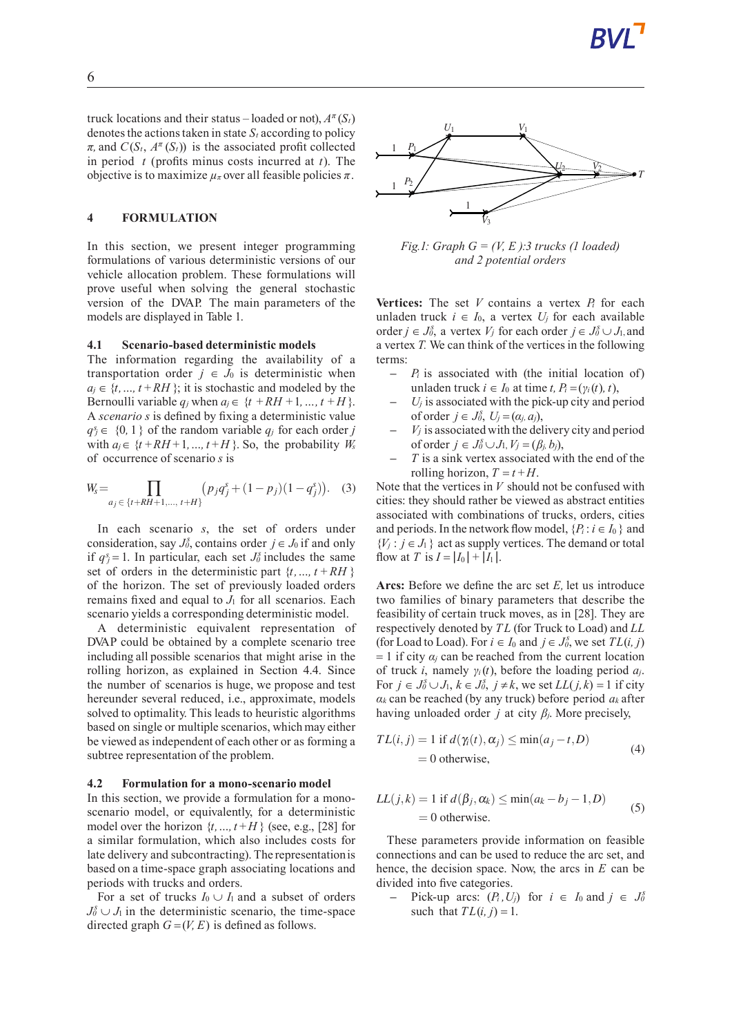truck locations and their status – loaded or not), $A^{\pi}(S_t)$ denotes the actions taken in state $S_t$ according to policy $\pi$, and $C(S_t, A^{\pi}(S_t))$ is the associated profit collected in period $t$ (profits minus costs incurred at $t$). The objective is to maximize $\mu_\pi$ over all feasible policies $\pi$.

# 4 FORMULATION

In this section, we present integer programming formulations of various deterministic versions of our vehicle allocation problem. These formulations will prove useful when solving the general stochastic version of the DVAP. The main parameters of the models are displayed in Table 1.

## 4.1 Scenario-based deterministic models

The information regarding the availability of a transportation order $j \in J_0$ is deterministic when $a_j \in \{t, ..., t+RH\}$; it is stochastic and modeled by the Bernoulli variable $q_j$ when $a_j \in \{t+RH+1, ..., t+H\}$. A *scenario* $s$ is defined by fixing a deterministic value $q_j^s \in \{0, 1\}$ of the random variable $q_j$ for each order $j$ with $a_j \in \{t+RH+1, ..., t+H\}$. So, the probability $W_s$ of occurrence of scenario $s$ is

$$W_s = \prod_{a_j \in \{t+RH+1, ..., t+H\}} \left(p_j q_j^s + (1-p_j)(1-q_j^s)\right). \quad (3)$$

In each scenario $s$, the set of orders under consideration, say $J_0^s$, contains order $j \in J_0$ if and only if $q_j^s = 1$. In particular, each set $J_0^s$ includes the same set of orders in the deterministic part $\{t, ..., t+RH\}$ of the horizon. The set of previously loaded orders remains fixed and equal to $J_1$ for all scenarios. Each scenario yields a corresponding deterministic model.

A deterministic equivalent representation of DVAP could be obtained by a complete scenario tree including all possible scenarios that might arise in the rolling horizon, as explained in Section 4.4. Since the number of scenarios is huge, we propose and test hereunder several reduced, i.e., approximate, models solved to optimality. This leads to heuristic algorithms based on single or multiple scenarios, which may either be viewed as independent of each other or as forming a subtree representation of the problem.

## 4.2 Formulation for a mono-scenario model

In this section, we provide a formulation for a mono-scenario model, or equivalently, for a deterministic model over the horizon $\{t, ..., t+H\}$ (see, e.g., [28] for a similar formulation, which also includes costs for late delivery and subcontracting). The representation is based on a time-space graph associating locations and periods with trucks and orders.

For a set of trucks $I_0 \cup I_1$ and a subset of orders $J_0^s \cup J_1$ in the deterministic scenario, the time-space directed graph $G = (V, E)$ is defined as follows.

*Fig.1: Graph G = (V, E):3 trucks (1 loaded) and 2 potential orders*

**Vertices:** The set $V$ contains a vertex $P_i$ for each unladen truck $i \in I_0$, a vertex $U_j$ for each available order $j \in J_0^s$, a vertex $V_j$ for each order $j \in J_0^s \cup J_1$, and a vertex $T$. We can think of the vertices in the following terms:

- $P_i$ is associated with (the initial location of) unladen truck $i \in I_0$ at time $t$, $P_i = (\gamma_i(t), t)$,
- $U_j$ is associated with the pick-up city and period of order $j \in J_0^s$, $U_j = (\alpha_j, a_j)$,
- $V_j$ is associated with the delivery city and period of order $j \in J_0^s \cup J_1$, $V_j = (\beta_j, b_j)$,
- $T$ is a sink vertex associated with the end of the rolling horizon, $T = t+H$.

Note that the vertices in $V$ should not be confused with cities: they should rather be viewed as abstract entities associated with combinations of trucks, orders, cities and periods. In the network flow model, $\{P_i : i \in I_0\}$ and $\{V_j : j \in J_1\}$ act as supply vertices. The demand or total flow at $T$ is $I = |I_0| + |I_1|$.

**Arcs:** Before we define the arc set $E$, let us introduce two families of binary parameters that describe the feasibility of certain truck moves, as in [28]. They are respectively denoted by $TL$ (for Truck to Load) and $LL$ (for Load to Load). For $i \in I_0$ and $j \in J_0^s$, we set $TL(i, j) = 1$ if city $\alpha_j$ can be reached from the current location of truck $i$, namely $\gamma_i(t)$, before the loading period $a_j$. For $j \in J_0^s \cup J_1$, $k \in J_0^s$, $j \neq k$, we set $LL(j, k) = 1$ if city $\alpha_k$ can be reached (by any truck) before period $a_k$ after having unloaded order $j$ at city $\beta_j$. More precisely,

$$\begin{aligned} TL(i,j) &= 1 \text{ if } d(\gamma_i(t), \alpha_j) \leq \min(a_j - t, D) \\ &= 0 \text{ otherwise,} \end{aligned} \quad (4)$$

$$\begin{aligned} LL(j,k) &= 1 \text{ if } d(\beta_j, \alpha_k) \leq \min(a_k - b_j - 1, D) \\ &= 0 \text{ otherwise.} \end{aligned} \quad (5)$$

These parameters provide information on feasible connections and can be used to reduce the arc set, and hence, the decision space. Now, the arcs in $E$ can be divided into five categories.

- Pick-up arcs: $(P_i, U_j)$ for $i \in I_0$ and $j \in J_0^s$ such that $TL(i, j) = 1$.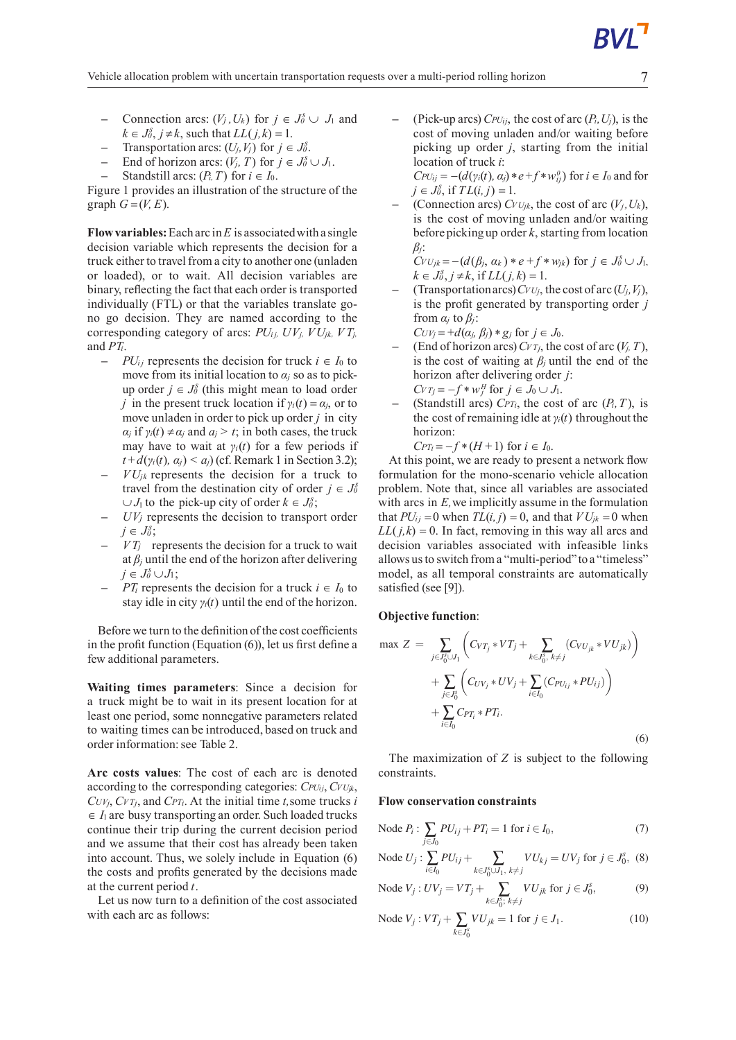- Connection arcs: $(V_j, U_k)$ for $j \in J_0^s \cup J_1$ and $k \in J_0^s, j \neq k$, such that $LL(j,k) = 1$.
- Transportation arcs: $(U_j, V_j)$ for $j \in J_0^s$.
- End of horizon arcs: $(V_j, T)$ for $j \in J_0^s \cup J_1$.
- Standstill arcs: $(P_i, T)$ for $i \in I_0$.

Figure 1 provides an illustration of the structure of the graph $G = (V, E)$.

**Flow variables:** Each arc in $E$ is associated with a single decision variable which represents the decision for a truck either to travel from a city to another one (unladen or loaded), or to wait. All decision variables are binary, reflecting the fact that each order is transported individually (FTL) or that the variables translate go-no go decision. They are named according to the corresponding category of arcs: $PU_{ij}$, $UV_j$, $VU_{jk}$, $VT_j$, and $PT_i$.

- $PU_{ij}$ represents the decision for truck $i \in I_0$ to move from its initial location to $\alpha_j$ so as to pick-up order $j \in J_0^s$ (this might mean to load order $j$ in the present truck location if $\gamma_i(t) = \alpha_j$, or to move unladen in order to pick up order $j$ in city $\alpha_j$ if $\gamma_i(t) \neq \alpha_j$ and $a_j > t$; in both cases, the truck may have to wait at $\gamma_i(t)$ for a few periods if $t + d(\gamma_i(t), \alpha_j) < a_j$) (cf. Remark 1 in Section 3.2);
- $VU_{jk}$ represents the decision for a truck to travel from the destination city of order $j \in J_0^s \cup J_1$ to the pick-up city of order $k \in J_0^s$;
- $UV_j$ represents the decision to transport order $j \in J_0^s$;
- $VT_j$ represents the decision for a truck to wait at $\beta_j$ until the end of the horizon after delivering $j \in J_0^s \cup J_1$;
- $PT_i$ represents the decision for a truck $i \in I_0$ to stay idle in city $\gamma_i(t)$ until the end of the horizon.

Before we turn to the definition of the cost coefficients in the profit function (Equation (6)), let us first define a few additional parameters.

**Waiting times parameters**: Since a decision for a truck might be to wait in its present location for at least one period, some nonnegative parameters related to waiting times can be introduced, based on truck and order information: see Table 2.

**Arc costs values**: The cost of each arc is denoted according to the corresponding categories: $C_{PU_{ij}}$, $C_{VU_{jk}}$, $C_{UV_j}$, $C_{VT_j}$, and $C_{PT_i}$. At the initial time $t$, some trucks $i \in I_1$ are busy transporting an order. Such loaded trucks continue their trip during the current decision period and we assume that their cost has already been taken into account. Thus, we solely include in Equation (6) the costs and profits generated by the decisions made at the current period $t$.

Let us now turn to a definition of the cost associated with each arc as follows:

- (Pick-up arcs) $C_{PU_{ij}}$, the cost of arc $(P_i, U_j)$, is the cost of moving unladen and/or waiting before picking up order $j$, starting from the initial location of truck $i$:
  $C_{PU_{ij}} = -(d(\gamma_i(t), \alpha_j) * e + f * w_{ij}^0)$ for $i \in I_0$ and for $j \in J_0^s$, if $TL(i, j) = 1$.
- (Connection arcs) $C_{VU_{jk}}$, the cost of arc $(V_j, U_k)$, is the cost of moving unladen and/or waiting before picking up order $k$, starting from location $\beta_j$:
  $C_{VU_{jk}} = -(d(\beta_j, \alpha_k) * e + f * w_{jk})$ for $j \in J_0^s \cup J_1$, $k \in J_0^s, j \neq k$, if $LL(j, k) = 1$.
- (Transportation arcs) $C_{UV_j}$, the cost of arc $(U_j, V_j)$, is the profit generated by transporting order $j$ from $\alpha_j$ to $\beta_j$:
  $C_{UV_j} = +d(\alpha_j, \beta_j) * g_j$ for $j \in J_0$.
- (End of horizon arcs) $C_{VT_j}$, the cost of arc $(V_j, T)$, is the cost of waiting at $\beta_j$ until the end of the horizon after delivering order $j$:
  $C_{VT_j} = -f * w_j^H$ for $j \in J_0 \cup J_1$.
- (Standstill arcs) $C_{PT_i}$, the cost of arc $(P_i, T)$, is the cost of remaining idle at $\gamma_i(t)$ throughout the horizon:
  $C_{PT_i} = -f * (H + 1)$ for $i \in I_0$.

At this point, we are ready to present a network flow formulation for the mono-scenario vehicle allocation problem. Note that, since all variables are associated with arcs in $E$, we implicitly assume in the formulation that $PU_{ij} = 0$ when $TL(i, j) = 0$, and that $VU_{jk} = 0$ when $LL(j,k) = 0$. In fact, removing in this way all arcs and decision variables associated with infeasible links allows us to switch from a "multi-period" to a "timeless" model, as all temporal constraints are automatically satisfied (see [9]).

**Objective function**:

$$\max\ Z = \sum_{j \in J_0^s \cup J_1} \left( C_{VT_j} * VT_j + \sum_{k \in J_0^s,\, k \neq j} (C_{VU_{jk}} * VU_{jk}) \right) + \sum_{j \in J_0^s} \left( C_{UV_j} * UV_j + \sum_{i \in I_0} (C_{PU_{ij}} * PU_{ij}) \right) + \sum_{i \in I_0} C_{PT_i} * PT_i. \tag{6}$$

The maximization of $Z$ is subject to the following constraints.

**Flow conservation constraints**

$$\text{Node } P_i: \sum_{j \in J_0} PU_{ij} + PT_i = 1 \text{ for } i \in I_0, \tag{7}$$

$$\text{Node } U_j: \sum_{i \in I_0} PU_{ij} + \sum_{k \in J_0^s \cup J_1,\, k \neq j} VU_{kj} = UV_j \text{ for } j \in J_0^s, \tag{8}$$

$$\text{Node } V_j: UV_j = VT_j + \sum_{k \in J_0^s;\, k \neq j} VU_{jk} \text{ for } j \in J_0^s, \tag{9}$$

$$\text{Node } V_j: VT_j + \sum_{k \in J_0^s} VU_{jk} = 1 \text{ for } j \in J_1. \tag{10}$$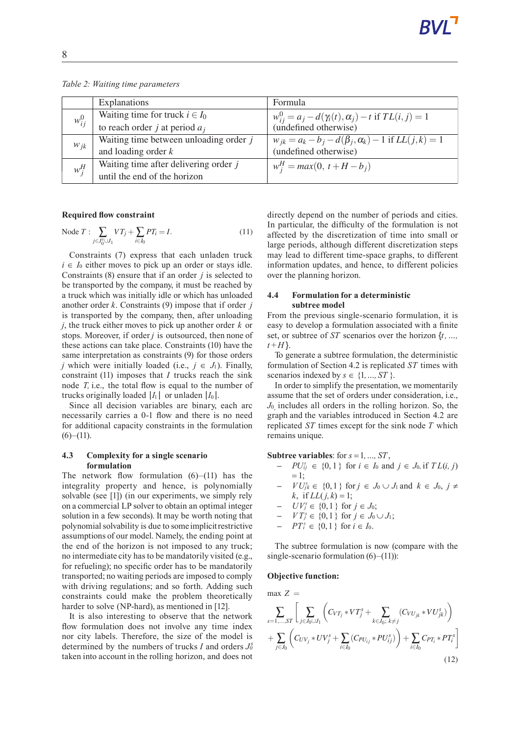*Table 2: Waiting time parameters*

| | Explanations | Formula |
|---|---|---|
| $w^0_{ij}$ | Waiting time for truck $i \in I_0$ to reach order $j$ at period $a_j$ | $w^0_{ij} = a_j - d(\gamma_i(t), \alpha_j) - t$ if $TL(i,j) = 1$ (undefined otherwise) |
| $w_{jk}$ | Waiting time between unloading order $j$ and loading order $k$ | $w_{jk} = a_k - b_j - d(\beta_j, \alpha_k) - 1$ if $LL(j,k) = 1$ (undefined otherwise) |
| $w^H_j$ | Waiting time after delivering order $j$ until the end of the horizon | $w^H_j = max(0,\ t + H - b_j)$ |

**Required flow constraint**

$$\text{Node } T: \sum_{j \in J^s_0 \cup J_1} VT_j + \sum_{i \in I_0} PT_i = I. \tag{11}$$

Constraints (7) express that each unladen truck $i \in I_0$ either moves to pick up an order or stays idle. Constraints (8) ensure that if an order $j$ is selected to be transported by the company, it must be reached by a truck which was initially idle or which has unloaded another order $k$. Constraints (9) impose that if order $j$ is transported by the company, then, after unloading $j$, the truck either moves to pick up another order $k$ or stops. Moreover, if order $j$ is outsourced, then none of these actions can take place. Constraints (10) have the same interpretation as constraints (9) for those orders $j$ which were initially loaded (i.e., $j \in J_1$). Finally, constraint (11) imposes that $I$ trucks reach the sink node $T$, i.e., the total flow is equal to the number of trucks originally loaded $|I_1|$ or unladen $|I_0|$.

Since all decision variables are binary, each arc necessarily carries a 0-1 flow and there is no need for additional capacity constraints in the formulation (6)–(11).

### 4.3 Complexity for a single scenario formulation

The network flow formulation (6)–(11) has the integrality property and hence, is polynomially solvable (see [1]) (in our experiments, we simply rely on a commercial LP solver to obtain an optimal integer solution in a few seconds). It may be worth noting that polynomial solvability is due to some implicit restrictive assumptions of our model. Namely, the ending point at the end of the horizon is not imposed to any truck; no intermediate city has to be mandatorily visited (e.g., for refueling); no specific order has to be mandatorily transported; no waiting periods are imposed to comply with driving regulations; and so forth. Adding such constraints could make the problem theoretically harder to solve (NP-hard), as mentioned in [12].

It is also interesting to observe that the network flow formulation does not involve any time index nor city labels. Therefore, the size of the model is determined by the numbers of trucks $I$ and orders $J^s_0$ taken into account in the rolling horizon, and does not directly depend on the number of periods and cities. In particular, the difficulty of the formulation is not affected by the discretization of time into small or large periods, although different discretization steps may lead to different time-space graphs, to different information updates, and hence, to different policies over the planning horizon.

### 4.4 Formulation for a deterministic subtree model

From the previous single-scenario formulation, it is easy to develop a formulation associated with a finite set, or subtree of $ST$ scenarios over the horizon $\{t, \ldots, t+H\}$.

To generate a subtree formulation, the deterministic formulation of Section 4.2 is replicated $ST$ times with scenarios indexed by $s \in \{1, \ldots, ST\}$.

In order to simplify the presentation, we momentarily assume that the set of orders under consideration, i.e., $J_0$, includes all orders in the rolling horizon. So, the graph and the variables introduced in Section 4.2 are replicated $ST$ times except for the sink node $T$ which remains unique.

**Subtree variables**: for $s = 1, \ldots, ST$,

- $PU^s_{ij} \in \{0,1\}$ for $i \in I_0$ and $j \in J_0$, if $TL(i,j) = 1$;
- $VU^s_{jk} \in \{0,1\}$ for $j \in J_0 \cup J_1$ and $k \in J_0$, $j \neq k$, if $LL(j,k) = 1$;
- $UV^s_j \in \{0,1\}$ for $j \in J_0$;
- $VT^s_j \in \{0,1\}$ for $j \in J_0 \cup J_1$;
- $PT^s_i \in \{0,1\}$ for $i \in I_0$.

The subtree formulation is now (compare with the single-scenario formulation (6)–(11)):

**Objective function:**

$$\max Z = \sum_{s=1,\ldots,ST} \left[ \sum_{j \in J_0 \cup J_1} \left( C_{VT_j} * VT^s_j + \sum_{k \in J_0;\ k \neq j} (C_{VU_{jk}} * VU^s_{jk}) \right) + \sum_{j \in J_0} \left( C_{UV_j} * UV^s_j + \sum_{i \in I_0} (C_{PU_{ij}} * PU^s_{ij}) \right) + \sum_{i \in I_0} C_{PT_i} * PT^s_i \right] \tag{12}$$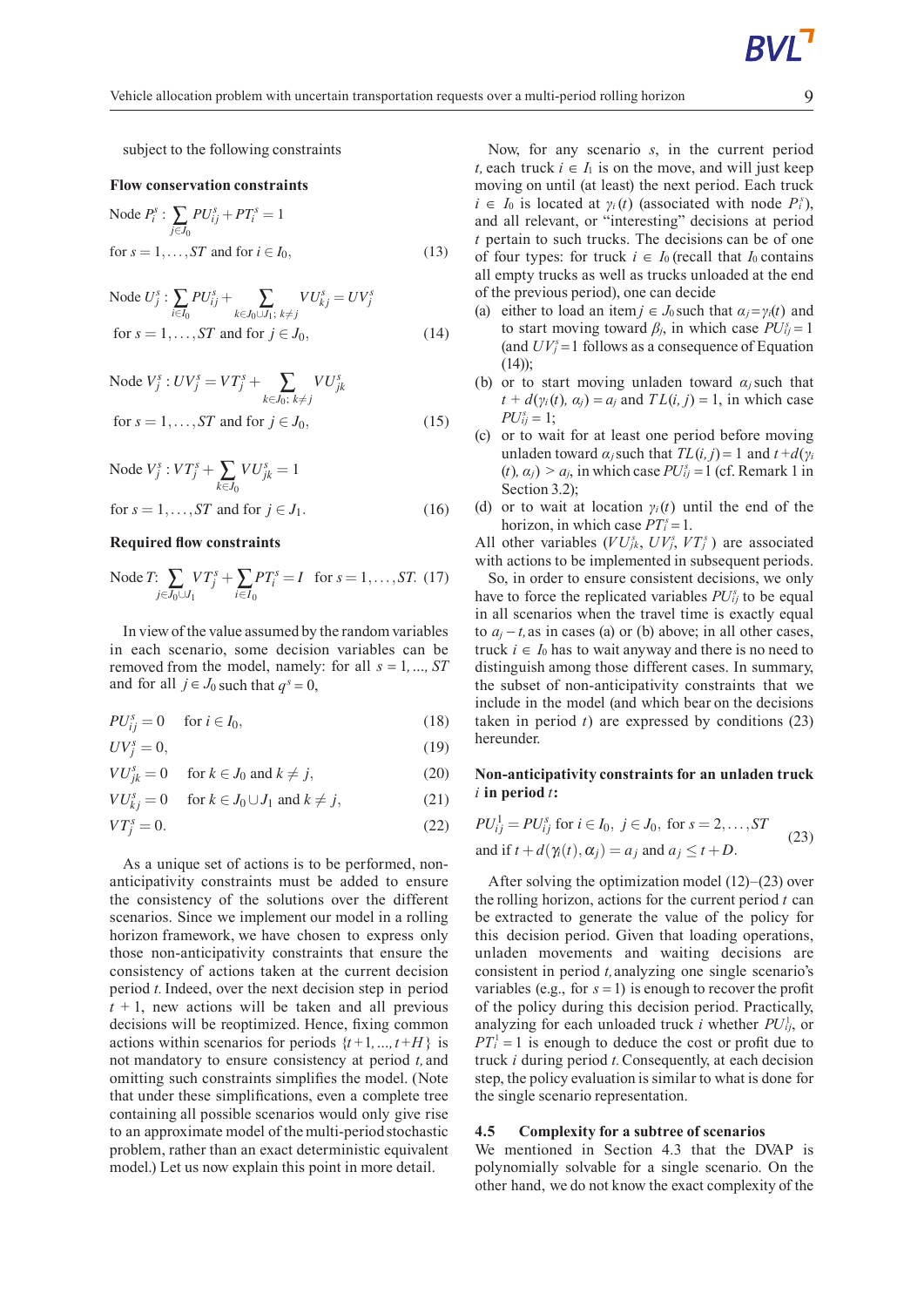subject to the following constraints

**Flow conservation constraints**

$$\text{Node } P_i^s: \sum_{j \in J_0} PU_{ij}^s + PT_i^s = 1$$

for $s = 1, \ldots, ST$ and for $i \in I_0$, (13)

$$\text{Node } U_j^s: \sum_{i \in I_0} PU_{ij}^s + \sum_{k \in J_0 \cup J_1;\, k \neq j} VU_{kj}^s = UV_j^s$$

for $s = 1, \ldots, ST$ and for $j \in J_0$, (14)

$$\text{Node } V_j^s: UV_j^s = VT_j^s + \sum_{k \in J_0;\, k \neq j} VU_{jk}^s$$

for $s = 1, \ldots, ST$ and for $j \in J_0$, (15)

$$\text{Node } V_j^s: VT_j^s + \sum_{k \in J_0} VU_{jk}^s = 1$$

for $s = 1, \ldots, ST$ and for $j \in J_1$. (16)

**Required flow constraints**

$$\text{Node } T: \sum_{j \in J_0 \cup J_1} VT_j^s + \sum_{i \in I_0} PT_i^s = I \quad \text{for } s = 1, \ldots, ST. \quad (17)$$

In view of the value assumed by the random variables in each scenario, some decision variables can be removed from the model, namely: for all $s = 1, \ldots, ST$ and for all $j \in J_0$ such that $q^s = 0$,

$$PU_{ij}^s = 0 \quad \text{for } i \in I_0, \quad (18)$$

$$UV_j^s = 0, \quad (19)$$

$$VU_{jk}^s = 0 \quad \text{for } k \in J_0 \text{ and } k \neq j, \quad (20)$$

$$VU_{kj}^s = 0 \quad \text{for } k \in J_0 \cup J_1 \text{ and } k \neq j, \quad (21)$$

$$VT_j^s = 0. \quad (22)$$

As a unique set of actions is to be performed, non-anticipativity constraints must be added to ensure the consistency of the solutions over the different scenarios. Since we implement our model in a rolling horizon framework, we have chosen to express only those non-anticipativity constraints that ensure the consistency of actions taken at the current decision period $t$. Indeed, over the next decision step in period $t+1$, new actions will be taken and all previous decisions will be reoptimized. Hence, fixing common actions within scenarios for periods $\{t+1, \ldots, t+H\}$ is not mandatory to ensure consistency at period $t$, and omitting such constraints simplifies the model. (Note that under these simplifications, even a complete tree containing all possible scenarios would only give rise to an approximate model of the multi-period stochastic problem, rather than an exact deterministic equivalent model.) Let us now explain this point in more detail.

Now, for any scenario $s$, in the current period $t$, each truck $i \in I_1$ is on the move, and will just keep moving on until (at least) the next period. Each truck $i \in I_0$ is located at $\gamma_i(t)$ (associated with node $P_i^s$), and all relevant, or "interesting" decisions at period $t$ pertain to such trucks. The decisions can be of one of four types: for truck $i \in I_0$ (recall that $I_0$ contains all empty trucks as well as trucks unloaded at the end of the previous period), one can decide

(a) either to load an item $j \in J_0$ such that $\alpha_j = \gamma_i(t)$ and to start moving toward $\beta_j$, in which case $PU_{ij}^s = 1$ (and $UV_j^s = 1$ follows as a consequence of Equation (14));
(b) or to start moving unladen toward $\alpha_j$ such that $t + d(\gamma_i(t), \alpha_j) = a_j$ and $TL(i, j) = 1$, in which case $PU_{ij}^s = 1$;
(c) or to wait for at least one period before moving unladen toward $\alpha_j$ such that $TL(i, j) = 1$ and $t + d(\gamma_i(t), \alpha_j) > a_j$, in which case $PU_{ij}^s = 1$ (cf. Remark 1 in Section 3.2);
(d) or to wait at location $\gamma_i(t)$ until the end of the horizon, in which case $PT_i^s = 1$.

All other variables ($VU_{jk}^s$, $UV_j^s$, $VT_j^s$) are associated with actions to be implemented in subsequent periods.

So, in order to ensure consistent decisions, we only have to force the replicated variables $PU_{ij}^s$ to be equal in all scenarios when the travel time is exactly equal to $a_j - t$, as in cases (a) or (b) above; in all other cases, truck $i \in I_0$ has to wait anyway and there is no need to distinguish among those different cases. In summary, the subset of non-anticipativity constraints that we include in the model (and which bear on the decisions taken in period $t$) are expressed by conditions (23) hereunder.

**Non-anticipativity constraints for an unladen truck $i$ in period $t$:**

$$PU_{ij}^1 = PU_{ij}^s \text{ for } i \in I_0,\; j \in J_0,\; \text{for } s = 2, \ldots, ST$$
$$\text{and if } t + d(\gamma_i(t), \alpha_j) = a_j \text{ and } a_j \leq t + D. \quad (23)$$

After solving the optimization model (12)–(23) over the rolling horizon, actions for the current period $t$ can be extracted to generate the value of the policy for this decision period. Given that loading operations, unladen movements and waiting decisions are consistent in period $t$, analyzing one single scenario's variables (e.g., for $s = 1$) is enough to recover the profit of the policy during this decision period. Practically, analyzing for each unloaded truck $i$ whether $PU_{ij}^1$, or $PT_i^1 = 1$ is enough to deduce the cost or profit due to truck $i$ during period $t$. Consequently, at each decision step, the policy evaluation is similar to what is done for the single scenario representation.

### 4.5 Complexity for a subtree of scenarios

We mentioned in Section 4.3 that the DVAP is polynomially solvable for a single scenario. On the other hand, we do not know the exact complexity of the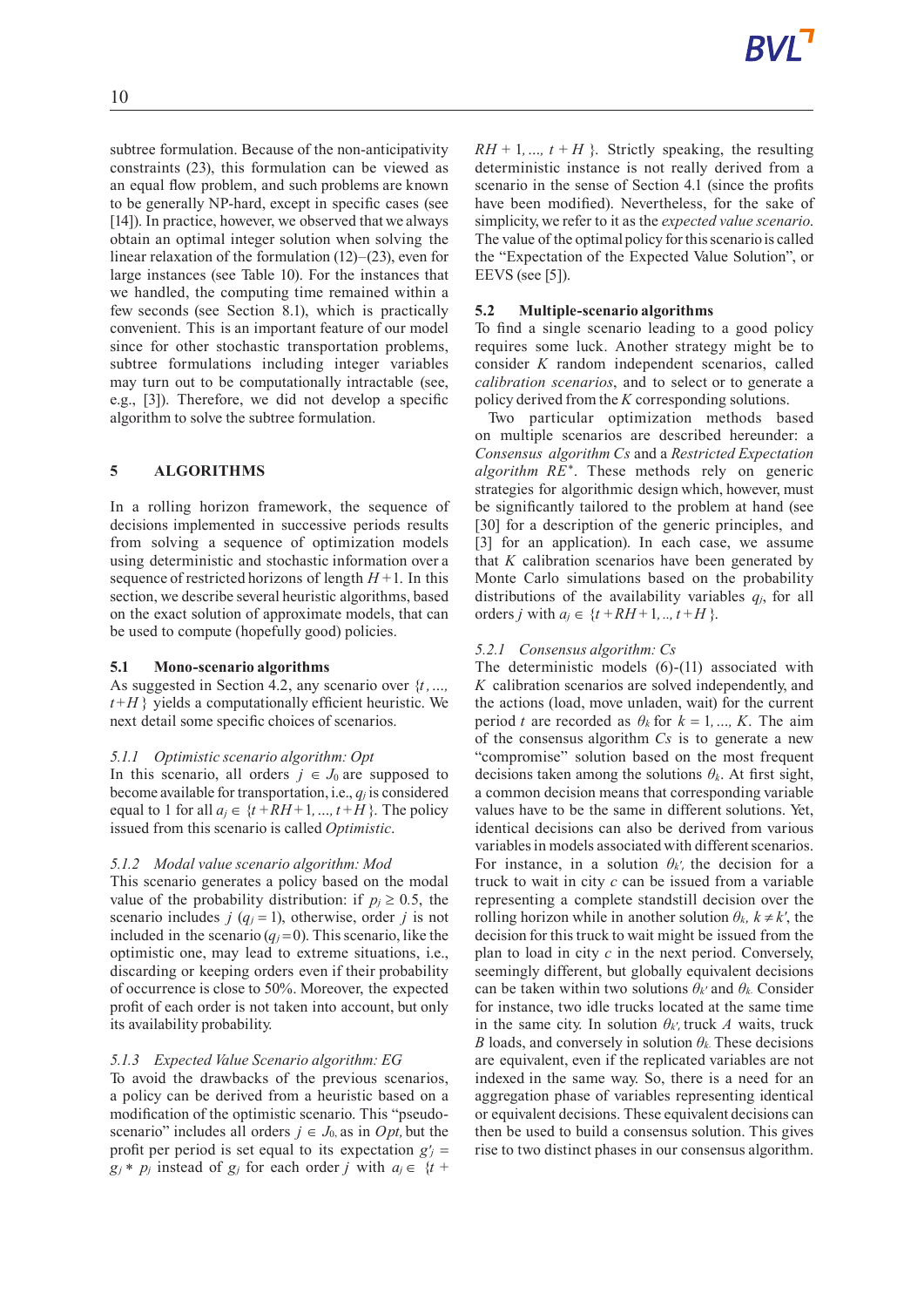subtree formulation. Because of the non-anticipativity constraints (23), this formulation can be viewed as an equal flow problem, and such problems are known to be generally NP-hard, except in specific cases (see [14]). In practice, however, we observed that we always obtain an optimal integer solution when solving the linear relaxation of the formulation (12)–(23), even for large instances (see Table 10). For the instances that we handled, the computing time remained within a few seconds (see Section 8.1), which is practically convenient. This is an important feature of our model since for other stochastic transportation problems, subtree formulations including integer variables may turn out to be computationally intractable (see, e.g., [3]). Therefore, we did not develop a specific algorithm to solve the subtree formulation.

## 5 ALGORITHMS

In a rolling horizon framework, the sequence of decisions implemented in successive periods results from solving a sequence of optimization models using deterministic and stochastic information over a sequence of restricted horizons of length $H+1$. In this section, we describe several heuristic algorithms, based on the exact solution of approximate models, that can be used to compute (hopefully good) policies.

### 5.1 Mono-scenario algorithms

As suggested in Section 4.2, any scenario over $\{t, ..., t+H\}$ yields a computationally efficient heuristic. We next detail some specific choices of scenarios.

#### 5.1.1 *Optimistic scenario algorithm: Opt*

In this scenario, all orders $j \in J_0$ are supposed to become available for transportation, i.e., $q_j$ is considered equal to 1 for all $a_j \in \{t+RH+1, ..., t+H\}$. The policy issued from this scenario is called *Optimistic*.

#### 5.1.2 *Modal value scenario algorithm: Mod*

This scenario generates a policy based on the modal value of the probability distribution: if $p_j \geq 0.5$, the scenario includes $j$ ($q_j = 1$), otherwise, order $j$ is not included in the scenario ($q_j = 0$). This scenario, like the optimistic one, may lead to extreme situations, i.e., discarding or keeping orders even if their probability of occurrence is close to 50%. Moreover, the expected profit of each order is not taken into account, but only its availability probability.

#### 5.1.3 *Expected Value Scenario algorithm: EG*

To avoid the drawbacks of the previous scenarios, a policy can be derived from a heuristic based on a modification of the optimistic scenario. This "pseudo-scenario" includes all orders $j \in J_0$, as in *Opt*, but the profit per period is set equal to its expectation $g'_j = g_j * p_j$ instead of $g_j$ for each order $j$ with $a_j \in \{t+RH+1, ..., t+H\}$. Strictly speaking, the resulting deterministic instance is not really derived from a scenario in the sense of Section 4.1 (since the profits have been modified). Nevertheless, for the sake of simplicity, we refer to it as the *expected value scenario*. The value of the optimal policy for this scenario is called the "Expectation of the Expected Value Solution", or EEVS (see [5]).

### 5.2 Multiple-scenario algorithms

To find a single scenario leading to a good policy requires some luck. Another strategy might be to consider $K$ random independent scenarios, called *calibration scenarios*, and to select or to generate a policy derived from the $K$ corresponding solutions.

Two particular optimization methods based on multiple scenarios are described hereunder: a *Consensus algorithm Cs* and a *Restricted Expectation algorithm RE\**. These methods rely on generic strategies for algorithmic design which, however, must be significantly tailored to the problem at hand (see [30] for a description of the generic principles, and [3] for an application). In each case, we assume that $K$ calibration scenarios have been generated by Monte Carlo simulations based on the probability distributions of the availability variables $q_j$, for all orders $j$ with $a_j \in \{t+RH+1, .., t+H\}$.

#### 5.2.1 *Consensus algorithm: Cs*

The deterministic models (6)-(11) associated with $K$ calibration scenarios are solved independently, and the actions (load, move unladen, wait) for the current period $t$ are recorded as $\theta_k$ for $k = 1, ..., K$. The aim of the consensus algorithm *Cs* is to generate a new "compromise" solution based on the most frequent decisions taken among the solutions $\theta_k$. At first sight, a common decision means that corresponding variable values have to be the same in different solutions. Yet, identical decisions can also be derived from various variables in models associated with different scenarios. For instance, in a solution $\theta_{k'}$, the decision for a truck to wait in city $c$ can be issued from a variable representing a complete standstill decision over the rolling horizon while in another solution $\theta_k$, $k \neq k'$, the decision for this truck to wait might be issued from the plan to load in city $c$ in the next period. Conversely, seemingly different, but globally equivalent decisions can be taken within two solutions $\theta_{k'}$ and $\theta_k$. Consider for instance, two idle trucks located at the same time in the same city. In solution $\theta_{k'}$, truck $A$ waits, truck $B$ loads, and conversely in solution $\theta_k$. These decisions are equivalent, even if the replicated variables are not indexed in the same way. So, there is a need for an aggregation phase of variables representing identical or equivalent decisions. These equivalent decisions can then be used to build a consensus solution. This gives rise to two distinct phases in our consensus algorithm.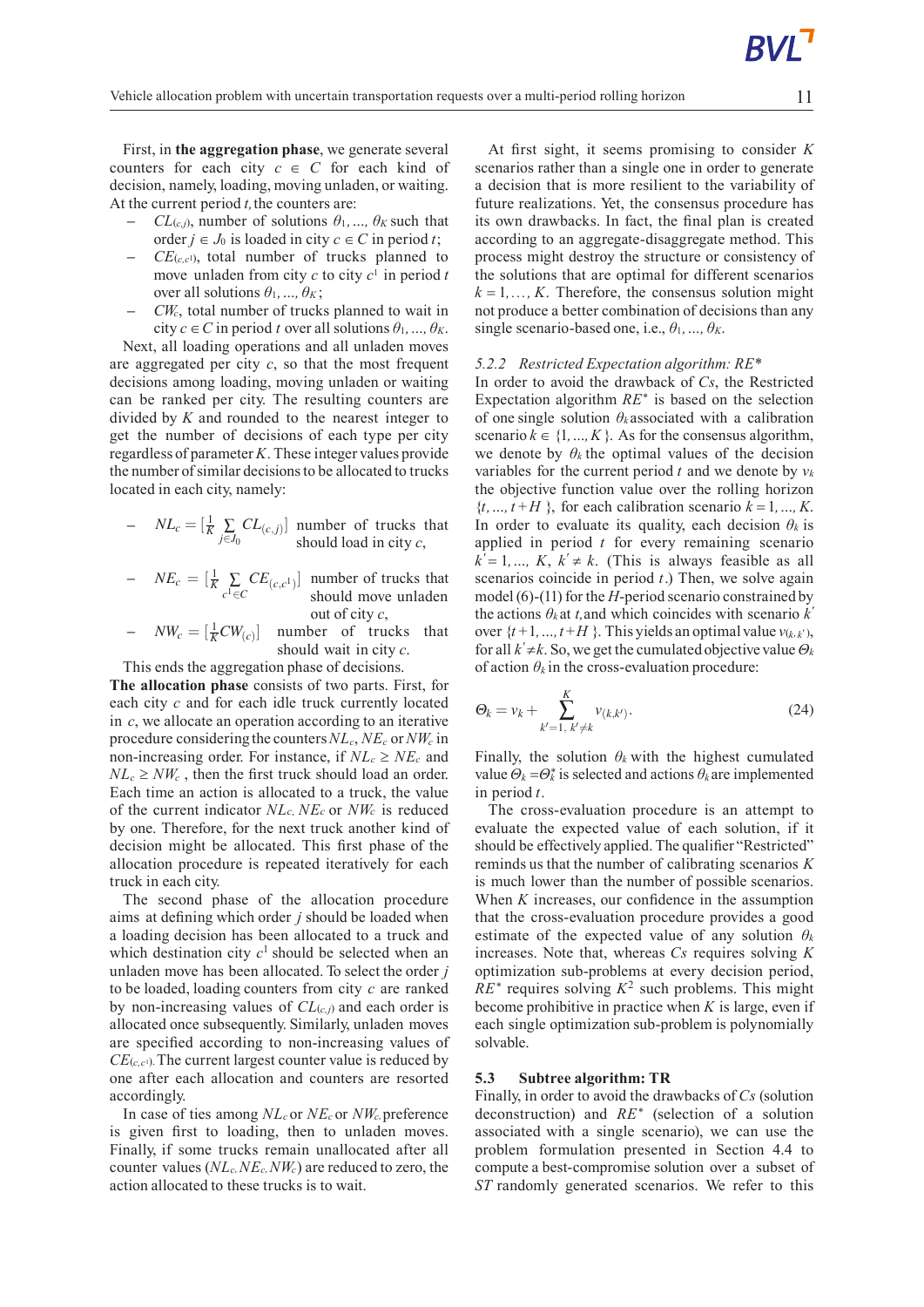First, in **the aggregation phase**, we generate several counters for each city $c \in C$ for each kind of decision, namely, loading, moving unladen, or waiting. At the current period $t$, the counters are:

- $CL_{(c,j)}$, number of solutions $\theta_1, ..., \theta_K$ such that order $j \in J_0$ is loaded in city $c \in C$ in period $t$;
- $CE_{(c,c^1)}$, total number of trucks planned to move unladen from city $c$ to city $c^1$ in period $t$ over all solutions $\theta_1, ..., \theta_K$;
- $CW_c$, total number of trucks planned to wait in city $c \in C$ in period $t$ over all solutions $\theta_1, ..., \theta_K$.

Next, all loading operations and all unladen moves are aggregated per city $c$, so that the most frequent decisions among loading, moving unladen or waiting can be ranked per city. The resulting counters are divided by $K$ and rounded to the nearest integer to get the number of decisions of each type per city regardless of parameter $K$. These integer values provide the number of similar decisions to be allocated to trucks located in each city, namely:

- $NL_c = [\frac{1}{K} \sum_{j \in J_0} CL_{(c,j)}]$ number of trucks that should load in city $c$,
- $NE_c = [\frac{1}{K} \sum_{c^1 \in C} CE_{(c,c^1)}]$ number of trucks that should move unladen out of city $c$,
- $NW_c = [\frac{1}{K} CW_{(c)}]$ number of trucks that should wait in city $c$.

This ends the aggregation phase of decisions.

**The allocation phase** consists of two parts. First, for each city $c$ and for each idle truck currently located in $c$, we allocate an operation according to an iterative procedure considering the counters $NL_c$, $NE_c$ or $NW_c$ in non-increasing order. For instance, if $NL_c \geq NE_c$ and $NL_c \geq NW_c$ , then the first truck should load an order. Each time an action is allocated to a truck, the value of the current indicator $NL_c$, $NE_c$ or $NW_c$ is reduced by one. Therefore, for the next truck another kind of decision might be allocated. This first phase of the allocation procedure is repeated iteratively for each truck in each city.

The second phase of the allocation procedure aims at defining which order $j$ should be loaded when a loading decision has been allocated to a truck and which destination city $c^1$ should be selected when an unladen move has been allocated. To select the order $j$ to be loaded, loading counters from city $c$ are ranked by non-increasing values of $CL_{(c,j)}$ and each order is allocated once subsequently. Similarly, unladen moves are specified according to non-increasing values of $CE_{(c,c^1)}$. The current largest counter value is reduced by one after each allocation and counters are resorted accordingly.

In case of ties among $NL_c$ or $NE_c$ or $NW_c$ preference is given first to loading, then to unladen moves. Finally, if some trucks remain unallocated after all counter values ($NL_c$, $NE_c$, $NW_c$) are reduced to zero, the action allocated to these trucks is to wait.

At first sight, it seems promising to consider $K$ scenarios rather than a single one in order to generate a decision that is more resilient to the variability of future realizations. Yet, the consensus procedure has its own drawbacks. In fact, the final plan is created according to an aggregate-disaggregate method. This process might destroy the structure or consistency of the solutions that are optimal for different scenarios $k = 1, \ldots, K$. Therefore, the consensus solution might not produce a better combination of decisions than any single scenario-based one, i.e., $\theta_1, ..., \theta_K$.

### 5.2.2 Restricted Expectation algorithm: $RE^*$

In order to avoid the drawback of $Cs$, the Restricted Expectation algorithm $RE^*$ is based on the selection of one single solution $\theta_k$ associated with a calibration scenario $k \in \{1, ..., K\}$. As for the consensus algorithm, we denote by $\theta_k$ the optimal values of the decision variables for the current period $t$ and we denote by $v_k$ the objective function value over the rolling horizon $\{t, ..., t+H\}$, for each calibration scenario $k = 1, ..., K$. In order to evaluate its quality, each decision $\theta_k$ is applied in period $t$ for every remaining scenario $k' = 1, ..., K$, $k' \neq k$. (This is always feasible as all scenarios coincide in period $t$.) Then, we solve again model (6)-(11) for the $H$-period scenario constrained by the actions $\theta_k$ at $t$, and which coincides with scenario $k'$ over $\{t+1, ..., t+H\}$. This yields an optimal value $v_{(k,k')}$, for all $k' \neq k$. So, we get the cumulated objective value $\Theta_k$ of action $\theta_k$ in the cross-evaluation procedure:

$$\Theta_k = v_k + \sum_{k'=1,\, k' \neq k}^{K} v_{(k,k')}. \tag{24}$$

Finally, the solution $\theta_k$ with the highest cumulated value $\Theta_k = \Theta_k^*$ is selected and actions $\theta_k$ are implemented in period $t$.

The cross-evaluation procedure is an attempt to evaluate the expected value of each solution, if it should be effectively applied. The qualifier "Restricted" reminds us that the number of calibrating scenarios $K$ is much lower than the number of possible scenarios. When $K$ increases, our confidence in the assumption that the cross-evaluation procedure provides a good estimate of the expected value of any solution $\theta_k$ increases. Note that, whereas $Cs$ requires solving $K$ optimization sub-problems at every decision period, $RE^*$ requires solving $K^2$ such problems. This might become prohibitive in practice when $K$ is large, even if each single optimization sub-problem is polynomially solvable.

## 5.3 Subtree algorithm: TR

Finally, in order to avoid the drawbacks of $Cs$ (solution deconstruction) and $RE^*$ (selection of a solution associated with a single scenario), we can use the problem formulation presented in Section 4.4 to compute a best-compromise solution over a subset of $ST$ randomly generated scenarios. We refer to this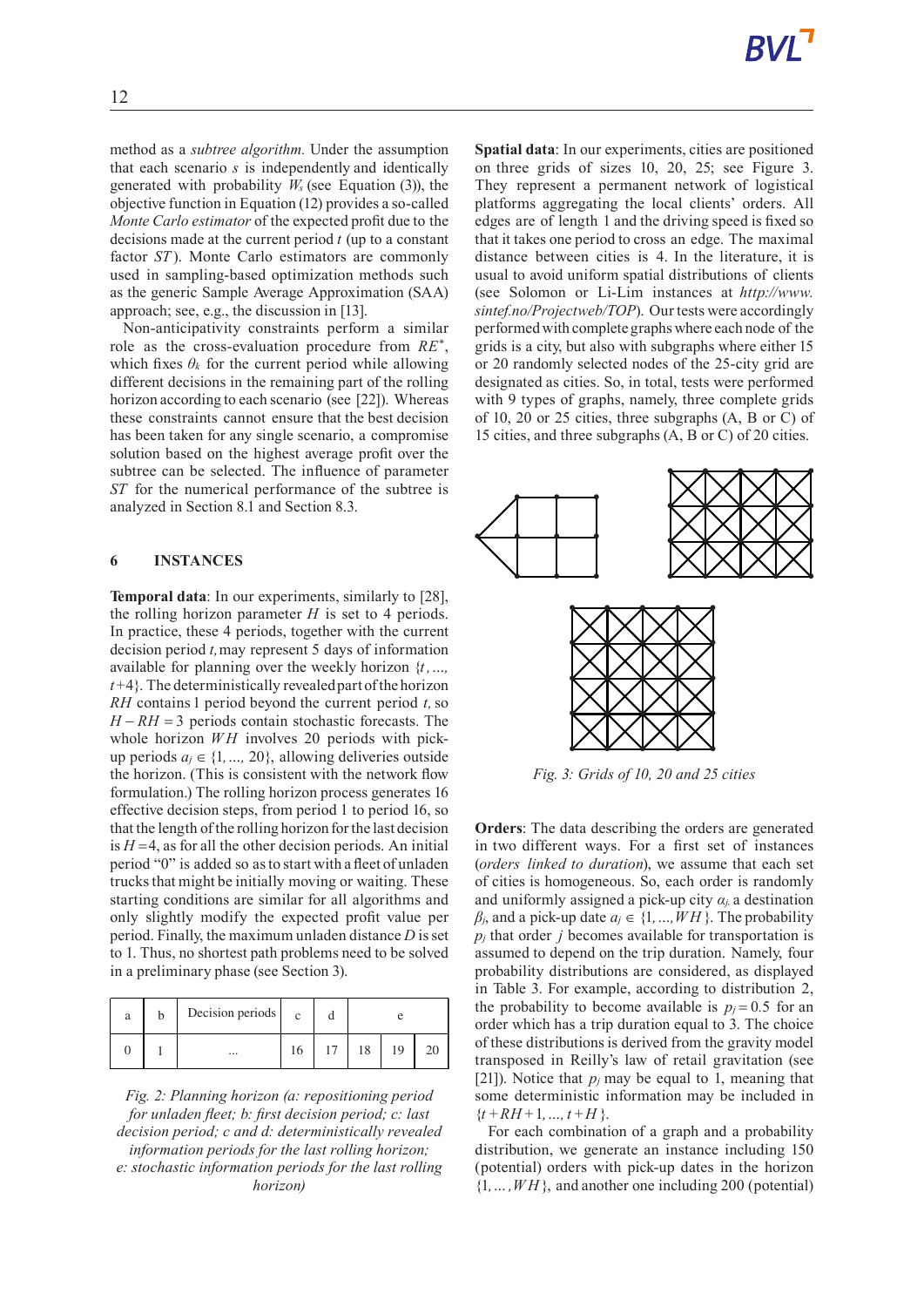method as a *subtree algorithm*. Under the assumption that each scenario $s$ is independently and identically generated with probability $W_s$ (see Equation (3)), the objective function in Equation (12) provides a so-called *Monte Carlo estimator* of the expected profit due to the decisions made at the current period $t$ (up to a constant factor $ST$). Monte Carlo estimators are commonly used in sampling-based optimization methods such as the generic Sample Average Approximation (SAA) approach; see, e.g., the discussion in [13].

Non-anticipativity constraints perform a similar role as the cross-evaluation procedure from $RE^*$, which fixes $\theta_k$ for the current period while allowing different decisions in the remaining part of the rolling horizon according to each scenario (see [22]). Whereas these constraints cannot ensure that the best decision has been taken for any single scenario, a compromise solution based on the highest average profit over the subtree can be selected. The influence of parameter $ST$ for the numerical performance of the subtree is analyzed in Section 8.1 and Section 8.3.

## 6 INSTANCES

**Temporal data**: In our experiments, similarly to [28], the rolling horizon parameter $H$ is set to 4 periods. In practice, these 4 periods, together with the current decision period $t$, may represent 5 days of information available for planning over the weekly horizon $\{t, ..., t+4\}$. The deterministically revealed part of the horizon $RH$ contains 1 period beyond the current period $t$, so $H - RH = 3$ periods contain stochastic forecasts. The whole horizon $WH$ involves 20 periods with pick-up periods $a_j \in \{1, ..., 20\}$, allowing deliveries outside the horizon. (This is consistent with the network flow formulation.) The rolling horizon process generates 16 effective decision steps, from period 1 to period 16, so that the length of the rolling horizon for the last decision is $H = 4$, as for all the other decision periods. An initial period "0" is added so as to start with a fleet of unladen trucks that might be initially moving or waiting. These starting conditions are similar for all algorithms and only slightly modify the expected profit value per period. Finally, the maximum unladen distance $D$ is set to 1. Thus, no shortest path problems need to be solved in a preliminary phase (see Section 3).

| a | b | Decision periods | c | d | e | | |
|---|---|---|---|---|---|---|---|
| 0 | 1 | ... | 16 | 17 | 18 | 19 | 20 |

*Fig. 2: Planning horizon (a: repositioning period for unladen fleet; b: first decision period; c: last decision period; c and d: deterministically revealed information periods for the last rolling horizon; e: stochastic information periods for the last rolling horizon)*

**Spatial data**: In our experiments, cities are positioned on three grids of sizes 10, 20, 25; see Figure 3. They represent a permanent network of logistical platforms aggregating the local clients' orders. All edges are of length 1 and the driving speed is fixed so that it takes one period to cross an edge. The maximal distance between cities is 4. In the literature, it is usual to avoid uniform spatial distributions of clients (see Solomon or Li-Lim instances at *http://www.sintef.no/Projectweb/TOP*). Our tests were accordingly performed with complete graphs where each node of the grids is a city, but also with subgraphs where either 15 or 20 randomly selected nodes of the 25-city grid are designated as cities. So, in total, tests were performed with 9 types of graphs, namely, three complete grids of 10, 20 or 25 cities, three subgraphs (A, B or C) of 15 cities, and three subgraphs (A, B or C) of 20 cities.

*Fig. 3: Grids of 10, 20 and 25 cities*

**Orders**: The data describing the orders are generated in two different ways. For a first set of instances (*orders linked to duration*), we assume that each set of cities is homogeneous. So, each order is randomly and uniformly assigned a pick-up city $\alpha_j$, a destination $\beta_j$, and a pick-up date $a_j \in \{1, ..., WH\}$. The probability $p_j$ that order $j$ becomes available for transportation is assumed to depend on the trip duration. Namely, four probability distributions are considered, as displayed in Table 3. For example, according to distribution 2, the probability to become available is $p_j = 0.5$ for an order which has a trip duration equal to 3. The choice of these distributions is derived from the gravity model transposed in Reilly's law of retail gravitation (see [21]). Notice that $p_j$ may be equal to 1, meaning that some deterministic information may be included in $\{t + RH + 1, ..., t + H\}$.

For each combination of a graph and a probability distribution, we generate an instance including 150 (potential) orders with pick-up dates in the horizon $\{1, ..., WH\}$, and another one including 200 (potential)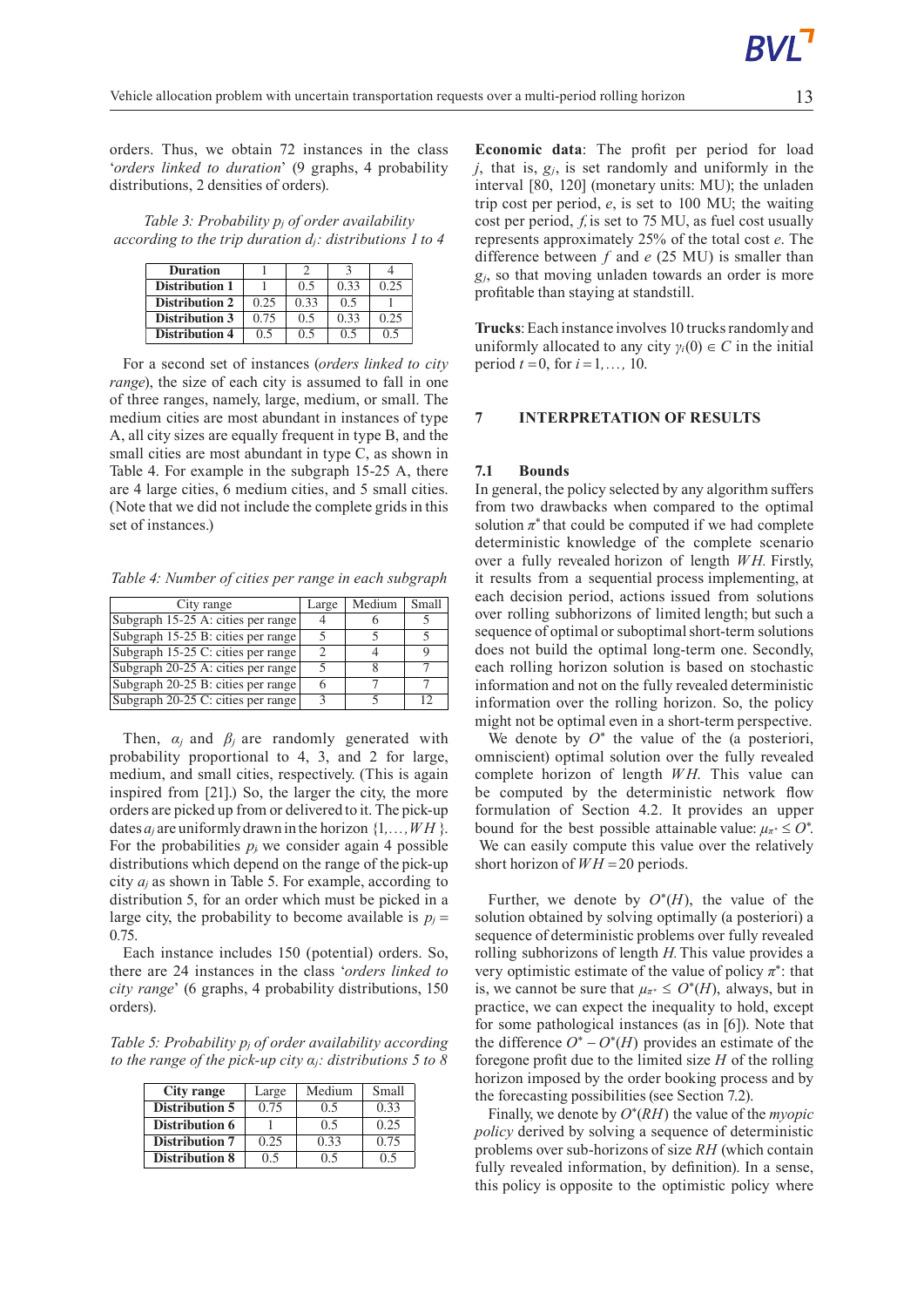orders. Thus, we obtain 72 instances in the class '*orders linked to duration*' (9 graphs, 4 probability distributions, 2 densities of orders).

*Table 3: Probability $p_j$ of order availability according to the trip duration $d_j$: distributions 1 to 4*

| Duration | 1 | 2 | 3 | 4 |
|---|---|---|---|---|
| **Distribution 1** | 1 | 0.5 | 0.33 | 0.25 |
| **Distribution 2** | 0.25 | 0.33 | 0.5 | 1 |
| **Distribution 3** | 0.75 | 0.5 | 0.33 | 0.25 |
| **Distribution 4** | 0.5 | 0.5 | 0.5 | 0.5 |

For a second set of instances (*orders linked to city range*), the size of each city is assumed to fall in one of three ranges, namely, large, medium, or small. The medium cities are most abundant in instances of type A, all city sizes are equally frequent in type B, and the small cities are most abundant in type C, as shown in Table 4. For example in the subgraph 15-25 A, there are 4 large cities, 6 medium cities, and 5 small cities. (Note that we did not include the complete grids in this set of instances.)

*Table 4: Number of cities per range in each subgraph*

| City range | Large | Medium | Small |
|---|---|---|---|
| Subgraph 15-25 A: cities per range | 4 | 6 | 5 |
| Subgraph 15-25 B: cities per range | 5 | 5 | 5 |
| Subgraph 15-25 C: cities per range | 2 | 4 | 9 |
| Subgraph 20-25 A: cities per range | 5 | 8 | 7 |
| Subgraph 20-25 B: cities per range | 6 | 7 | 7 |
| Subgraph 20-25 C: cities per range | 3 | 5 | 12 |

Then, $\alpha_j$ and $\beta_j$ are randomly generated with probability proportional to 4, 3, and 2 for large, medium, and small cities, respectively. (This is again inspired from [21].) So, the larger the city, the more orders are picked up from or delivered to it. The pick-up dates $a_j$ are uniformly drawn in the horizon $\{1,\ldots,WH\}$. For the probabilities $p_j$ we consider again 4 possible distributions which depend on the range of the pick-up city $\alpha_j$ as shown in Table 5. For example, according to distribution 5, for an order which must be picked in a large city, the probability to become available is $p_j = 0.75$.

Each instance includes 150 (potential) orders. So, there are 24 instances in the class '*orders linked to city range*' (6 graphs, 4 probability distributions, 150 orders).

*Table 5: Probability $p_j$ of order availability according to the range of the pick-up city $\alpha_j$: distributions 5 to 8*

| City range | Large | Medium | Small |
|---|---|---|---|
| **Distribution 5** | 0.75 | 0.5 | 0.33 |
| **Distribution 6** | 1 | 0.5 | 0.25 |
| **Distribution 7** | 0.25 | 0.33 | 0.75 |
| **Distribution 8** | 0.5 | 0.5 | 0.5 |

**Economic data**: The profit per period for load $j$, that is, $g_j$, is set randomly and uniformly in the interval [80, 120] (monetary units: MU); the unladen trip cost per period, $e$, is set to 100 MU; the waiting cost per period, $f$, is set to 75 MU, as fuel cost usually represents approximately 25% of the total cost $e$. The difference between $f$ and $e$ (25 MU) is smaller than $g_j$, so that moving unladen towards an order is more profitable than staying at standstill.

**Trucks**: Each instance involves 10 trucks randomly and uniformly allocated to any city $\gamma_i(0) \in C$ in the initial period $t = 0$, for $i = 1, \ldots, 10$.

## 7 INTERPRETATION OF RESULTS

### 7.1 Bounds

In general, the policy selected by any algorithm suffers from two drawbacks when compared to the optimal solution $\pi^*$ that could be computed if we had complete deterministic knowledge of the complete scenario over a fully revealed horizon of length $WH$. Firstly, it results from a sequential process implementing, at each decision period, actions issued from solutions over rolling subhorizons of limited length; but such a sequence of optimal or suboptimal short-term solutions does not build the optimal long-term one. Secondly, each rolling horizon solution is based on stochastic information and not on the fully revealed deterministic information over the rolling horizon. So, the policy might not be optimal even in a short-term perspective.

We denote by $O^*$ the value of the (a posteriori, omniscient) optimal solution over the fully revealed complete horizon of length $WH$. This value can be computed by the deterministic network flow formulation of Section 4.2. It provides an upper bound for the best possible attainable value: $\mu_{\pi^*} \leq O^*$. We can easily compute this value over the relatively short horizon of $WH = 20$ periods.

Further, we denote by $O^*(H)$, the value of the solution obtained by solving optimally (a posteriori) a sequence of deterministic problems over fully revealed rolling subhorizons of length $H$. This value provides a very optimistic estimate of the value of policy $\pi^*$: that is, we cannot be sure that $\mu_{\pi^*} \leq O^*(H)$, always, but in practice, we can expect the inequality to hold, except for some pathological instances (as in [6]). Note that the difference $O^* - O^*(H)$ provides an estimate of the foregone profit due to the limited size $H$ of the rolling horizon imposed by the order booking process and by the forecasting possibilities (see Section 7.2).

Finally, we denote by $O^*(RH)$ the value of the *myopic policy* derived by solving a sequence of deterministic problems over sub-horizons of size $RH$ (which contain fully revealed information, by definition). In a sense, this policy is opposite to the optimistic policy where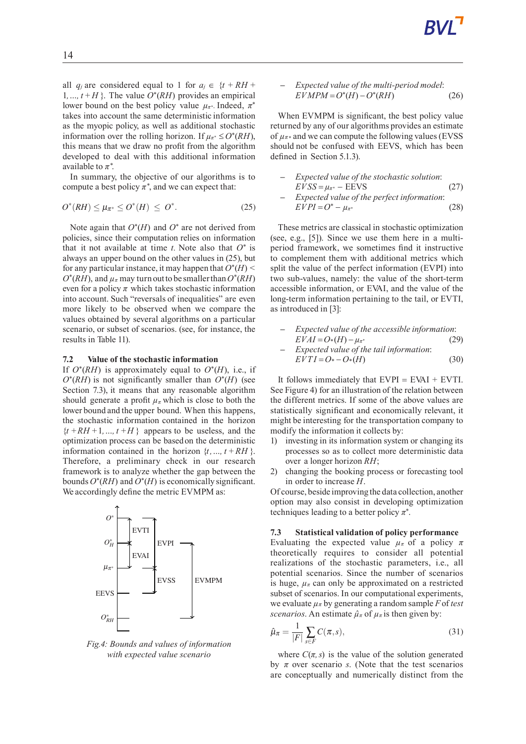all $q_j$ are considered equal to 1 for $a_j \in \{t + RH + 1, ..., t + H\}$. The value $O^*(RH)$ provides an empirical lower bound on the best policy value $\mu_{\pi^*}$. Indeed, $\pi^*$ takes into account the same deterministic information as the myopic policy, as well as additional stochastic information over the rolling horizon. If $\mu_{\pi^*} \leq O^*(RH)$, this means that we draw no profit from the algorithm developed to deal with this additional information available to $\pi^*$.

In summary, the objective of our algorithms is to compute a best policy $\pi^*$, and we can expect that:

$$O^*(RH) \leq \mu_{\pi^*} \leq O^*(H) \leq O^*. \tag{25}$$

Note again that $O^*(H)$ and $O^*$ are not derived from policies, since their computation relies on information that it not available at time $t$. Note also that $O^*$ is always an upper bound on the other values in (25), but for any particular instance, it may happen that $O^*(H) < O^*(RH)$, and $\mu_\pi$ may turn out to be smaller than $O^*(RH)$ even for a policy $\pi$ which takes stochastic information into account. Such "reversals of inequalities" are even more likely to be observed when we compare the values obtained by several algorithms on a particular scenario, or subset of scenarios. (see, for instance, the results in Table 11).

### 7.2 Value of the stochastic information

If $O^*(RH)$ is approximately equal to $O^*(H)$, i.e., if $O^*(RH)$ is not significantly smaller than $O^*(H)$ (see Section 7.3), it means that any reasonable algorithm should generate a profit $\mu_\pi$ which is close to both the lower bound and the upper bound. When this happens, the stochastic information contained in the horizon $\{t + RH + 1, ..., t + H\}$ appears to be useless, and the optimization process can be based on the deterministic information contained in the horizon $\{t, ..., t + RH\}$. Therefore, a preliminary check in our research framework is to analyze whether the gap between the bounds $O^*(RH)$ and $O^*(H)$ is economically significant. We accordingly define the metric EVMPM as:

Fig.4: Bounds and values of information with expected value scenario

– *Expected value of the multi-period model*:
$$EVMPM = O^*(H) - O^*(RH) \tag{26}$$

When EVMPM is significant, the best policy value returned by any of our algorithms provides an estimate of $\mu_{\pi^*}$ and we can compute the following values (EVSS should not be confused with EEVS, which has been defined in Section 5.1.3).

– *Expected value of the stochastic solution*:
$$EVSS = \mu_{\pi^*} - \text{EEVS} \tag{27}$$
– *Expected value of the perfect information*:
$$EVPI = O^* - \mu_{\pi^*} \tag{28}$$

These metrics are classical in stochastic optimization (see, e.g., [5]). Since we use them here in a multi-period framework, we sometimes find it instructive to complement them with additional metrics which split the value of the perfect information (EVPI) into two sub-values, namely: the value of the short-term accessible information, or EVAI, and the value of the long-term information pertaining to the tail, or EVTI, as introduced in [3]:

– *Expected value of the accessible information*:
$$EVAI = O_*(H) - \mu_{\pi^*} \tag{29}$$
– *Expected value of the tail information*:
$$EVTI = O_* - O_*(H) \tag{30}$$

It follows immediately that EVPI = EVAI + EVTI. See Figure 4) for an illustration of the relation between the different metrics. If some of the above values are statistically significant and economically relevant, it might be interesting for the transportation company to modify the information it collects by:

1) investing in its information system or changing its processes so as to collect more deterministic data over a longer horizon $RH$;
2) changing the booking process or forecasting tool in order to increase $H$.

Of course, beside improving the data collection, another option may also consist in developing optimization techniques leading to a better policy $\pi^*$.

### 7.3 Statistical validation of policy performance

Evaluating the expected value $\mu_\pi$ of a policy $\pi$ theoretically requires to consider all potential realizations of the stochastic parameters, i.e., all potential scenarios. Since the number of scenarios is huge, $\mu_\pi$ can only be approximated on a restricted subset of scenarios. In our computational experiments, we evaluate $\mu_\pi$ by generating a random sample $F$ of *test scenarios*. An estimate $\hat{\mu}_\pi$ of $\mu_\pi$ is then given by:

$$\hat{\mu}_\pi = \frac{1}{|F|} \sum_{s \in F} C(\pi, s), \tag{31}$$

where $C(\pi, s)$ is the value of the solution generated by $\pi$ over scenario $s$. (Note that the test scenarios are conceptually and numerically distinct from the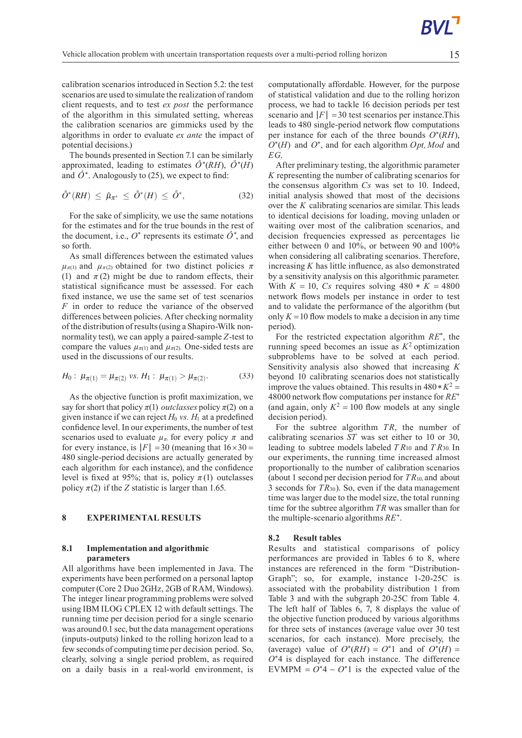calibration scenarios introduced in Section 5.2: the test scenarios are used to simulate the realization of random client requests, and to test *ex post* the performance of the algorithm in this simulated setting, whereas the calibration scenarios are gimmicks used by the algorithms in order to evaluate *ex ante* the impact of potential decisions.)

The bounds presented in Section 7.1 can be similarly approximated, leading to estimates $\hat{O}^*(RH)$, $\hat{O}^*(H)$ and $\hat{O}^*$. Analogously to (25), we expect to find:

$$\hat{O}^*(RH) \leq \hat{\mu}_{\pi^*} \leq \hat{O}^*(H) \leq \hat{O}^*, \tag{32}$$

For the sake of simplicity, we use the same notations for the estimates and for the true bounds in the rest of the document, i.e., $O^*$ represents its estimate $\hat{O}^*$, and so forth.

As small differences between the estimated values $\mu_{\pi(1)}$ and $\mu_{\pi(2)}$ obtained for two distinct policies $\pi$ (1) and $\pi$ (2) might be due to random effects, their statistical significance must be assessed. For each fixed instance, we use the same set of test scenarios $F$ in order to reduce the variance of the observed differences between policies. After checking normality of the distribution of results (using a Shapiro-Wilk non-normality test), we can apply a paired-sample $Z$-test to compare the values $\mu_{\pi(1)}$ and $\mu_{\pi(2)}$. One-sided tests are used in the discussions of our results.

$$H_0: \ \mu_{\pi(1)} = \mu_{\pi(2)} \ vs. \ H_1: \ \mu_{\pi(1)} > \mu_{\pi(2)}. \tag{33}$$

As the objective function is profit maximization, we say for short that policy $\pi(1)$ *outclasses* policy $\pi(2)$ on a given instance if we can reject $H_0$ *vs.* $H_1$ at a predefined confidence level. In our experiments, the number of test scenarios used to evaluate $\mu_{\pi}$ for every policy $\pi$ and for every instance, is $|F| = 30$ (meaning that $16 \times 30 = 480$ single-period decisions are actually generated by each algorithm for each instance), and the confidence level is fixed at 95%; that is, policy $\pi(1)$ outclasses policy $\pi(2)$ if the $Z$ statistic is larger than 1.65.

# 8 EXPERIMENTAL RESULTS

## 8.1 Implementation and algorithmic parameters

All algorithms have been implemented in Java. The experiments have been performed on a personal laptop computer (Core 2 Duo 2GHz, 2GB of RAM, Windows). The integer linear programming problems were solved using IBM ILOG CPLEX 12 with default settings. The running time per decision period for a single scenario was around 0.1 sec, but the data management operations (inputs-outputs) linked to the rolling horizon lead to a few seconds of computing time per decision period. So, clearly, solving a single period problem, as required on a daily basis in a real-world environment, is computationally affordable. However, for the purpose of statistical validation and due to the rolling horizon process, we had to tackle 16 decision periods per test scenario and $|F| = 30$ test scenarios per instance.This leads to 480 single-period network flow computations per instance for each of the three bounds $O^*(RH)$, $O^*(H)$ and $O^*$, and for each algorithm *Opt, Mod* and *EG*.

After preliminary testing, the algorithmic parameter $K$ representing the number of calibrating scenarios for the consensus algorithm $Cs$ was set to 10. Indeed, initial analysis showed that most of the decisions over the $K$ calibrating scenarios are similar. This leads to identical decisions for loading, moving unladen or waiting over most of the calibration scenarios, and decision frequencies expressed as percentages lie either between 0 and 10%, or between 90 and 100% when considering all calibrating scenarios. Therefore, increasing $K$ has little influence, as also demonstrated by a sensitivity analysis on this algorithmic parameter. With $K = 10$, $Cs$ requires solving $480 * K = 4800$ network flows models per instance in order to test and to validate the performance of the algorithm (but only $K = 10$ flow models to make a decision in any time period).

For the restricted expectation algorithm $RE^*$, the running speed becomes an issue as $K^2$ optimization subproblems have to be solved at each period. Sensitivity analysis also showed that increasing $K$ beyond 10 calibrating scenarios does not statistically improve the values obtained. This results in $480 * K^2 = 48000$ network flow computations per instance for $RE^*$ (and again, only $K^2 = 100$ flow models at any single decision period).

For the subtree algorithm $TR$, the number of calibrating scenarios $ST$ was set either to 10 or 30, leading to subtree models labeled $TR_{10}$ and $TR_{30}$. In our experiments, the running time increased almost proportionally to the number of calibration scenarios (about 1 second per decision period for $TR_{10}$, and about 3 seconds for $TR_{30}$). So, even if the data management time was larger due to the model size, the total running time for the subtree algorithm $TR$ was smaller than for the multiple-scenario algorithms $RE^*$.

## 8.2 Result tables

Results and statistical comparisons of policy performances are provided in Tables 6 to 8, where instances are referenced in the form "Distribution-Graph"; so, for example, instance 1-20-25C is associated with the probability distribution 1 from Table 3 and with the subgraph 20-25C from Table 4. The left half of Tables 6, 7, 8 displays the value of the objective function produced by various algorithms for three sets of instances (average value over 30 test scenarios, for each instance). More precisely, the (average) value of $O^*(RH) = O^*1$ and of $O^*(H) = O^*4$ is displayed for each instance. The difference $\text{EVMPM} = O^*4 - O^*1$ is the expected value of the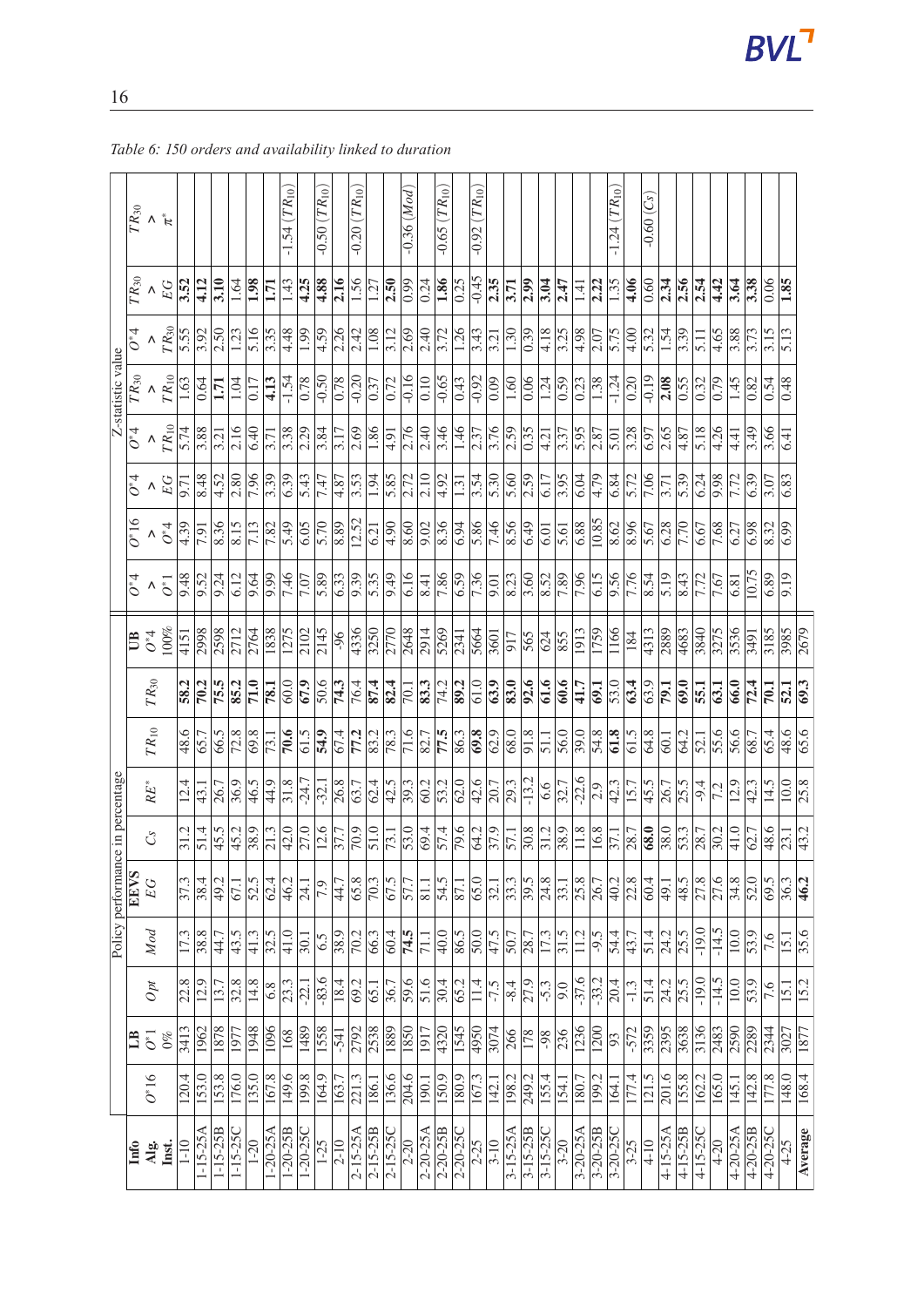*Table 6: 150 orders and availability linked to duration*

| Info | | LB | Policy performance in percentage | | | | | | | UB | Z-statistic value | | | | | | | |
|---|---|---|---|---|---|---|---|---|---|---|---|---|---|---|---|---|---|---|
| Alg. | $O^{*}16$ | $O^{*}1$ | | | EEVS | | | | | $O^{*}4$ | $O^{*}4$ | $O^{*}16$ | $O^{*}4$ | $O^{*}4$ | $TR_{30}$ | $O^{*}4$ | $TR_{30}$ | $TR_{30}$ |
| Inst. | | 0% | $Opt$ | $Mod$ | $EG$ | $Cs$ | $RE^{*}$ | $TR_{10}$ | $TR_{30}$ | 100% | $> O^{*}1$ | $> O^{*}4$ | $> EG$ | $> TR_{10}$ | $> TR_{10}$ | $> TR_{30}$ | $> EG$ | $> \pi^{*}$ |
| 1-10 | 120.4 | 3413 | 22.8 | 17.3 | 37.3 | 31.2 | 12.4 | 48.6 | **58.2** | 4151 | 9.48 | 4.39 | 9.71 | 5.74 | 1.63 | 5.55 | **3.52** | |
| 1-15-25A | 153.0 | 1962 | 12.9 | 38.8 | 38.4 | 51.4 | 43.1 | 65.7 | **70.2** | 2998 | 9.52 | 7.91 | 8.48 | 3.88 | 0.64 | 3.92 | **4.12** | |
| 1-15-25B | 153.8 | 1878 | 13.7 | 44.7 | 49.2 | 45.5 | 26.7 | 66.5 | **75.5** | 2598 | 9.24 | 8.36 | 4.52 | 3.21 | **1.71** | 2.50 | **3.10** | |
| 1-15-25C | 176.0 | 1977 | 32.8 | 43.5 | 67.1 | 45.2 | 36.9 | 72.8 | **85.2** | 2712 | 6.12 | 8.15 | 2.80 | 2.16 | 1.04 | 1.23 | 1.64 | |
| 1-20 | 135.0 | 1948 | 14.8 | 41.3 | 52.5 | 38.9 | 46.5 | 69.8 | **71.0** | 2764 | 9.64 | 7.13 | 7.96 | 6.40 | 0.17 | 5.16 | **1.98** | |
| 1-20-25A | 167.8 | 1096 | 6.8 | 32.5 | 62.4 | 21.3 | 44.9 | 73.1 | **78.1** | 1838 | 9.99 | 7.82 | 3.39 | 3.71 | **4.13** | 3.35 | **1.71** | |
| 1-20-25B | 149.6 | 168 | 23.3 | 41.0 | 46.2 | 42.0 | 31.8 | **70.6** | 60.0 | 1275 | 7.46 | 5.49 | 6.39 | 3.38 | -1.54 | 4.48 | 1.43 | -1.54 ($TR_{10}$) |
| 1-20-25C | 199.8 | 1489 | -22.1 | 30.1 | 24.1 | 27.0 | -24.7 | 61.5 | **67.9** | 2102 | 7.07 | 6.05 | 5.43 | 2.29 | 0.78 | 1.99 | **4.25** | |
| 1-25 | 164.9 | 1558 | -83.6 | 6.5 | 7.9 | 12.6 | -32.1 | **54.9** | 50.6 | 2145 | 5.89 | 5.70 | 7.47 | 3.84 | -0.50 | 4.59 | **4.88** | -0.50 ($TR_{10}$) |
| 2-10 | 163.7 | -541 | 18.4 | 38.9 | 44.7 | 37.7 | 26.8 | 67.4 | **74.3** | -96 | 6.33 | 8.89 | 4.87 | 3.17 | 0.78 | 2.26 | **2.16** | |
| 2-15-25A | 221.3 | 2792 | 69.2 | 70.2 | 65.8 | 70.9 | 63.7 | **77.2** | 76.4 | 4336 | 9.39 | 12.52 | 3.53 | 2.69 | -0.20 | 2.42 | 1.56 | -0.20 ($TR_{10}$) |
| 2-15-25B | 186.1 | 2538 | 65.1 | 66.3 | 70.3 | 51.0 | 62.4 | 83.2 | **87.4** | 3250 | 5.35 | 6.21 | 1.94 | 1.86 | 0.37 | 1.08 | 1.27 | |
| 2-15-25C | 136.6 | 1889 | 36.7 | 60.4 | 67.5 | 73.1 | 42.5 | 78.3 | **82.4** | 2770 | 9.49 | 4.90 | 5.85 | 4.91 | 0.72 | 3.12 | **2.50** | |
| 2-20 | 204.6 | 1850 | 59.6 | **74.5** | 57.7 | 53.0 | 39.3 | 71.6 | 70.1 | 2648 | 6.16 | 8.60 | 2.72 | 2.76 | -0.16 | 2.69 | 0.99 | -0.36 ($Mod$) |
| 2-20-25A | 190.1 | 1917 | 51.6 | 71.1 | 81.1 | 69.4 | 60.2 | 82.7 | **83.3** | 2914 | 8.41 | 9.02 | 2.10 | 2.40 | 0.10 | 2.40 | 0.24 | |
| 2-20-25B | 150.9 | 4320 | 30.4 | 40.0 | 54.5 | 57.4 | 53.2 | **77.5** | 74.2 | 5269 | 7.86 | 8.36 | 4.92 | 3.46 | -0.65 | 3.72 | **1.86** | -0.65 ($TR_{10}$) |
| 2-20-25C | 180.9 | 1545 | 65.2 | 86.5 | 87.1 | 79.6 | 62.0 | 86.3 | **89.2** | 2341 | 6.59 | 6.94 | 1.31 | 1.46 | 0.43 | 1.26 | 0.25 | |
| 2-25 | 167.3 | 4950 | 11.4 | 50.0 | 65.0 | 64.2 | 42.6 | **69.8** | 61.0 | 5664 | 7.36 | 5.86 | 3.54 | 2.37 | -0.92 | 3.43 | -0.45 | -0.92 ($TR_{10}$) |
| 3-10 | 142.1 | 3074 | -7.5 | 47.5 | 32.1 | 37.9 | 20.7 | 62.9 | **63.9** | 3601 | 9.01 | 7.46 | 5.30 | 3.76 | 0.09 | 3.21 | **2.35** | |
| 3-15-25A | 198.2 | 266 | -8.4 | 50.7 | 33.3 | 57.1 | 29.3 | 68.0 | **83.0** | 917 | 8.23 | 8.56 | 5.60 | 2.59 | 1.60 | 1.30 | **3.71** | |
| 3-15-25B | 249.2 | 178 | 27.9 | 28.7 | 39.5 | 30.8 | -13.2 | 91.8 | **92.6** | 565 | 3.60 | 6.49 | 2.59 | 0.35 | 0.06 | 0.39 | **2.99** | |
| 3-15-25C | 155.4 | -98 | -5.3 | 17.3 | 24.8 | 31.2 | 6.6 | 51.1 | **61.6** | 624 | 8.52 | 6.01 | 6.17 | 4.21 | 1.24 | 4.18 | **3.04** | |
| 3-20 | 154.1 | 236 | 9.0 | 31.5 | 33.1 | 38.9 | 32.7 | 56.0 | **60.6** | 855 | 7.89 | 5.61 | 3.95 | 3.37 | 0.59 | 3.25 | **2.47** | |
| 3-20-25A | 180.7 | 1236 | -37.6 | 11.2 | 25.8 | 11.8 | -22.6 | 39.0 | **41.7** | 1913 | 7.96 | 6.88 | 6.04 | 5.95 | 0.23 | 4.98 | 1.41 | |
| 3-20-25B | 199.2 | 1200 | -33.2 | -9.5 | 26.7 | 16.8 | 2.9 | 54.8 | **69.1** | 1759 | 6.15 | 10.85 | 4.79 | 2.87 | 1.38 | 2.07 | **2.22** | |
| 3-20-25C | 164.1 | 93 | 20.4 | 54.4 | 40.2 | 37.1 | 42.3 | **61.8** | 53.0 | 1166 | 9.56 | 8.62 | 6.84 | 5.01 | -1.24 | 5.75 | 1.35 | -1.24 ($TR_{10}$) |
| 3-25 | 177.4 | -572 | -1.3 | 43.7 | 22.8 | 28.7 | 15.7 | 61.5 | **63.4** | 184 | 7.76 | 8.96 | 5.72 | 3.28 | 0.20 | 4.00 | **4.06** | |
| 4-10 | 121.5 | 3359 | 51.4 | 51.4 | 60.4 | **68.0** | 45.5 | 64.8 | 63.9 | 4313 | 8.54 | 5.67 | 7.06 | 6.97 | -0.19 | 5.32 | 0.60 | -0.60 ($Cs$) |
| 4-15-25A | 201.6 | 2395 | 24.2 | 24.2 | 49.1 | 38.0 | 26.7 | 60.1 | **79.1** | 2889 | 5.19 | 6.28 | 3.71 | 2.65 | **2.08** | 1.54 | **2.34** | |
| 4-15-25B | 155.8 | 3638 | 25.5 | 25.5 | 48.5 | 53.3 | 25.5 | 64.2 | **69.0** | 4683 | 8.43 | 7.70 | 5.39 | 4.87 | 0.55 | 3.39 | **2.56** | |
| 4-15-25C | 162.2 | 3136 | -19.0 | -19.0 | 27.8 | 28.7 | -9.4 | 52.1 | **55.1** | 3840 | 7.72 | 6.67 | 6.24 | 5.18 | 0.32 | 5.11 | **2.54** | |
| 4-20 | 165.0 | 2483 | -14.5 | -14.5 | 27.6 | 30.2 | 7.2 | 55.6 | **63.1** | 3275 | 7.67 | 7.68 | 9.98 | 4.26 | 0.79 | 4.65 | **4.42** | |
| 4-20-25A | 145.1 | 2590 | 10.0 | 10.0 | 34.8 | 41.0 | 12.9 | 56.6 | **66.0** | 3536 | 6.81 | 6.27 | 7.72 | 4.41 | 1.45 | 3.88 | **3.64** | |
| 4-20-25B | 142.8 | 2289 | 53.9 | 53.9 | 52.0 | 62.7 | 42.3 | 68.7 | **72.4** | 3491 | 10.75 | 6.98 | 6.39 | 3.49 | 0.82 | 3.73 | **3.38** | |
| 4-20-25C | 177.8 | 2344 | 7.6 | 7.6 | 69.5 | 48.6 | 14.5 | 65.4 | **70.1** | 3185 | 6.89 | 8.32 | 3.07 | 3.66 | 0.54 | 3.15 | 0.06 | |
| 4-25 | 148.0 | 3027 | 15.1 | 15.1 | 36.3 | 23.1 | 10.0 | 48.6 | **52.1** | 3985 | 9.19 | 6.99 | 6.83 | 6.41 | 0.48 | 5.13 | **1.85** | |
| Average | 168.4 | 1877 | 15.2 | 35.6 | **46.2** | 43.2 | 25.8 | 65.6 | **69.3** | 2679 | | | | | | | | |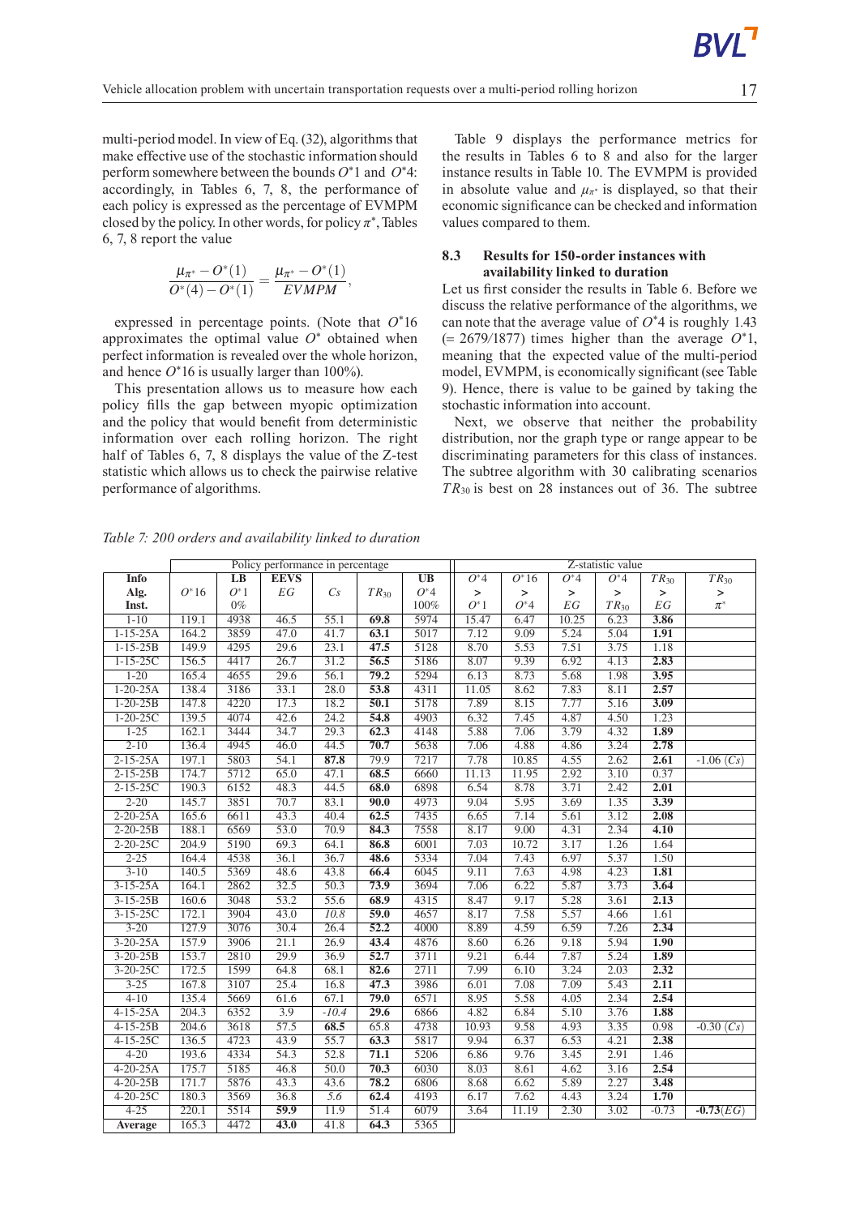multi-period model. In view of Eq. (32), algorithms that make effective use of the stochastic information should perform somewhere between the bounds $O^*1$ and $O^*4$: accordingly, in Tables 6, 7, 8, the performance of each policy is expressed as the percentage of EVMPM closed by the policy. In other words, for policy $\pi^*$, Tables 6, 7, 8 report the value

$$\frac{\mu_{\pi^*} - O^*(1)}{O^*(4) - O^*(1)} = \frac{\mu_{\pi^*} - O^*(1)}{EVMPM},$$

expressed in percentage points. (Note that $O^*16$ approximates the optimal value $O^*$ obtained when perfect information is revealed over the whole horizon, and hence $O^*16$ is usually larger than 100%).

This presentation allows us to measure how each policy fills the gap between myopic optimization and the policy that would benefit from deterministic information over each rolling horizon. The right half of Tables 6, 7, 8 displays the value of the Z-test statistic which allows us to check the pairwise relative performance of algorithms.

Table 9 displays the performance metrics for the results in Tables 6 to 8 and also for the larger instance results in Table 10. The EVMPM is provided in absolute value and $\mu_{\pi^*}$ is displayed, so that their economic significance can be checked and information values compared to them.

### 8.3 Results for 150-order instances with availability linked to duration

Let us first consider the results in Table 6. Before we discuss the relative performance of the algorithms, we can note that the average value of $O^*4$ is roughly 1.43 (= 2679/1877) times higher than the average $O^*1$, meaning that the expected value of the multi-period model, EVMPM, is economically significant (see Table 9). Hence, there is value to be gained by taking the stochastic information into account.

Next, we observe that neither the probability distribution, nor the graph type or range appear to be discriminating parameters for this class of instances. The subtree algorithm with 30 calibrating scenarios $TR_{30}$ is best on 28 instances out of 36. The subtree

*Table 7: 200 orders and availability linked to duration*

| | Policy performance in percentage | | | | | | Z-statistic value | | | | | |
|---|---|---|---|---|---|---|---|---|---|---|---|---|
| **Info** | | **LB** | **EEVS** | | | **UB** | $O^*4$ | $O^*16$ | $O^*4$ | $O^*4$ | $TR_{30}$ | $TR_{30}$ |
| **Alg.** | $O^*16$ | $O^*1$ | $EG$ | $Cs$ | $TR_{30}$ | $O^*4$ | > | > | > | > | > | > |
| **Inst.** | | 0% | | | | 100% | $O^*1$ | $O^*4$ | $EG$ | $TR_{30}$ | $EG$ | $\pi^*$ |
| 1-10 | 119.1 | 4938 | 46.5 | 55.1 | **69.8** | 5974 | 15.47 | 6.47 | 10.25 | 6.23 | **3.86** | |
| 1-15-25A | 164.2 | 3859 | 47.0 | 41.7 | **63.1** | 5017 | 7.12 | 9.09 | 5.24 | 5.04 | **1.91** | |
| 1-15-25B | 149.9 | 4295 | 29.6 | 23.1 | **47.5** | 5128 | 8.70 | 5.53 | 7.51 | 3.75 | 1.18 | |
| 1-15-25C | 156.5 | 4417 | 26.7 | 31.2 | **56.5** | 5186 | 8.07 | 9.39 | 6.92 | 4.13 | **2.83** | |
| 1-20 | 165.4 | 4655 | 29.6 | 56.1 | **79.2** | 5294 | 6.13 | 8.73 | 5.68 | 1.98 | **3.95** | |
| 1-20-25A | 138.4 | 3186 | 33.1 | 28.0 | **53.8** | 4311 | 11.05 | 8.62 | 7.83 | 8.11 | **2.57** | |
| 1-20-25B | 147.8 | 4220 | 17.3 | 18.2 | **50.1** | 5178 | 7.89 | 8.15 | 7.77 | 5.16 | **3.09** | |
| 1-20-25C | 139.5 | 4074 | 42.6 | 24.2 | **54.8** | 4903 | 6.32 | 7.45 | 4.87 | 4.50 | 1.23 | |
| 1-25 | 162.1 | 3444 | 34.7 | 29.3 | **62.3** | 4148 | 5.88 | 7.06 | 3.79 | 4.32 | **1.89** | |
| 2-10 | 136.4 | 4945 | 46.0 | 44.5 | **70.7** | 5638 | 7.06 | 4.88 | 4.86 | 3.24 | **2.78** | |
| 2-15-25A | 197.1 | 5803 | 54.1 | **87.8** | 79.9 | 7217 | 7.78 | 10.85 | 4.55 | 2.62 | **2.61** | -1.06 ($Cs$) |
| 2-15-25B | 174.7 | 5712 | 65.0 | 47.1 | **68.5** | 6660 | 11.13 | 11.95 | 2.92 | 3.10 | 0.37 | |
| 2-15-25C | 190.3 | 6152 | 48.3 | 44.5 | **68.0** | 6898 | 6.54 | 8.78 | 3.71 | 2.42 | **2.01** | |
| 2-20 | 145.7 | 3851 | 70.7 | 83.1 | **90.0** | 4973 | 9.04 | 5.95 | 3.69 | 1.35 | **3.39** | |
| 2-20-25A | 165.6 | 6611 | 43.3 | 40.4 | **62.5** | 7435 | 6.65 | 7.14 | 5.61 | 3.12 | **2.08** | |
| 2-20-25B | 188.1 | 6569 | 53.0 | 70.9 | **84.3** | 7558 | 8.17 | 9.00 | 4.31 | 2.34 | **4.10** | |
| 2-20-25C | 204.9 | 5190 | 69.3 | 64.1 | **86.8** | 6001 | 7.03 | 10.72 | 3.17 | 1.26 | 1.64 | |
| 2-25 | 164.4 | 4538 | 36.1 | 36.7 | **48.6** | 5334 | 7.04 | 7.43 | 6.97 | 5.37 | 1.50 | |
| 3-10 | 140.5 | 5369 | 48.6 | 43.8 | **66.4** | 6045 | 9.11 | 7.63 | 4.98 | 4.23 | **1.81** | |
| 3-15-25A | 164.1 | 2862 | 32.5 | 50.3 | **73.9** | 3694 | 7.06 | 6.22 | 5.87 | 3.73 | **3.64** | |
| 3-15-25B | 160.6 | 3048 | 53.2 | 55.6 | **68.9** | 4315 | 8.47 | 9.17 | 5.28 | 3.61 | **2.13** | |
| 3-15-25C | 172.1 | 3904 | 43.0 | *10.8* | **59.0** | 4657 | 8.17 | 7.58 | 5.57 | 4.66 | 1.61 | |
| 3-20 | 127.9 | 3076 | 30.4 | 26.4 | **52.2** | 4000 | 8.89 | 4.59 | 6.59 | 7.26 | **2.34** | |
| 3-20-25A | 157.9 | 3906 | 21.1 | 26.9 | **43.4** | 4876 | 8.60 | 6.26 | 9.18 | 5.94 | **1.90** | |
| 3-20-25B | 153.7 | 2810 | 29.9 | 36.9 | **52.7** | 3711 | 9.21 | 6.44 | 7.87 | 5.24 | **1.89** | |
| 3-20-25C | 172.5 | 1599 | 64.8 | 68.1 | **82.6** | 2711 | 7.99 | 6.10 | 3.24 | 2.03 | **2.32** | |
| 3-25 | 167.8 | 3107 | 25.4 | 16.8 | **47.3** | 3986 | 6.01 | 7.08 | 7.09 | 5.43 | **2.11** | |
| 4-10 | 135.4 | 5669 | 61.6 | 67.1 | **79.0** | 6571 | 8.95 | 5.58 | 4.05 | 2.34 | **2.54** | |
| 4-15-25A | 204.3 | 6352 | 3.9 | *-10.4* | **29.6** | 6866 | 4.82 | 6.84 | 5.10 | 3.76 | **1.88** | |
| 4-15-25B | 204.6 | 3618 | 57.5 | **68.5** | 65.8 | 4738 | 10.93 | 9.58 | 4.93 | 3.35 | 0.98 | -0.30 ($Cs$) |
| 4-15-25C | 136.5 | 4723 | 43.9 | 55.7 | **63.3** | 5817 | 9.94 | 6.37 | 6.53 | 4.21 | **2.38** | |
| 4-20 | 193.6 | 4334 | 54.3 | 52.8 | **71.1** | 5206 | 6.86 | 9.76 | 3.45 | 2.91 | 1.46 | |
| 4-20-25A | 175.7 | 5185 | 46.8 | 50.0 | **70.3** | 6030 | 8.03 | 8.61 | 4.62 | 3.16 | **2.54** | |
| 4-20-25B | 171.7 | 5876 | 43.3 | 43.6 | **78.2** | 6806 | 8.68 | 6.62 | 5.89 | 2.27 | **3.48** | |
| 4-20-25C | 180.3 | 3569 | 36.8 | *5.6* | **62.4** | 4193 | 6.17 | 7.62 | 4.43 | 3.24 | **1.70** | |
| 4-25 | 220.1 | 5514 | **59.9** | 11.9 | 51.4 | 6079 | 3.64 | 11.19 | 2.30 | 3.02 | -0.73 | **-0.73**($EG$) |
| **Average** | 165.3 | 4472 | **43.0** | 41.8 | **64.3** | 5365 | | | | | | |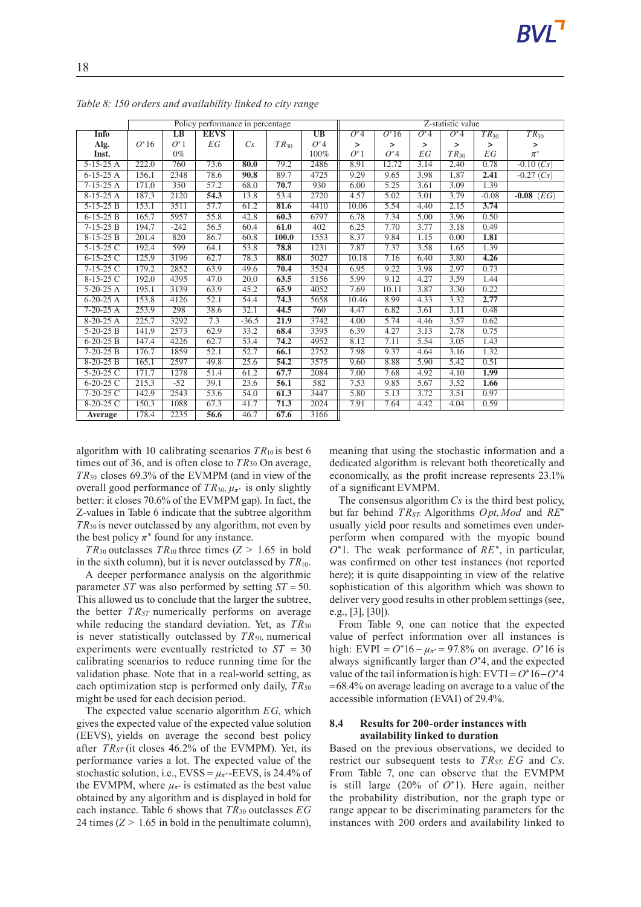*Table 8: 150 orders and availability linked to city range*

| Info | Policy performance in percentage | | | | | | Z-statistic value | | | | | |
|---|---|---|---|---|---|---|---|---|---|---|---|---|
| Alg. | $O^*16$ | LB $O^*1$ | EEVS $EG$ | $Cs$ | $TR_{30}$ | UB $O^*4$ | $O^*4$ > $O^*1$ | $O^*16$ > $O^*4$ | $O^*4$ > $EG$ | $O^*4$ > $TR_{30}$ | $TR_{30}$ > $EG$ | $TR_{30}$ > $\pi^*$ |
| Inst. | | 0% | | | | 100% | | | | | | |
| 5-15-25 A | 222.0 | 760 | 73.6 | **80.0** | 79.2 | 2486 | 8.91 | 12.72 | 3.14 | 2.40 | 0.78 | -0.10 ($Cs$) |
| 6-15-25 A | 156.1 | 2348 | 78.6 | **90.8** | 89.7 | 4725 | 9.29 | 9.65 | 3.98 | 1.87 | **2.41** | -0.27 ($Cs$) |
| 7-15-25 A | 171.0 | 350 | 57.2 | 68.0 | **70.7** | 930 | 6.00 | 5.25 | 3.61 | 3.09 | 1.39 | |
| 8-15-25 A | 187.3 | 2120 | **54.3** | 13.8 | 53.4 | 2720 | 4.57 | 5.02 | 3.01 | 3.79 | -0.08 | **-0.08** ($EG$) |
| 5-15-25 B | 153.1 | 3511 | 57.7 | 61.2 | **81.6** | 4410 | 10.06 | 5.54 | 4.40 | 2.15 | **3.74** | |
| 6-15-25 B | 165.7 | 5957 | 55.8 | 42.8 | **60.3** | 6797 | 6.78 | 7.34 | 5.00 | 3.96 | 0.50 | |
| 7-15-25 B | 194.7 | -242 | 56.5 | 60.4 | **61.0** | 402 | 6.25 | 7.70 | 3.77 | 3.18 | 0.49 | |
| 8-15-25 B | 201.4 | 820 | 86.7 | 60.8 | **100.0** | 1553 | 8.37 | 9.84 | 1.15 | 0.00 | **1.81** | |
| 5-15-25 C | 192.4 | 599 | 64.1 | 53.8 | **78.8** | 1231 | 7.87 | 7.37 | 3.58 | 1.65 | 1.39 | |
| 6-15-25 C | 125.9 | 3196 | 62.7 | 78.3 | **88.0** | 5027 | 10.18 | 7.16 | 6.40 | 3.80 | **4.26** | |
| 7-15-25 C | 179.2 | 2852 | 63.9 | 49.6 | **70.4** | 3524 | 6.95 | 9.22 | 3.98 | 2.97 | 0.73 | |
| 8-15-25 C | 192.0 | 4395 | 47.0 | 20.0 | **63.5** | 5156 | 5.99 | 9.12 | 4.27 | 3.59 | 1.44 | |
| 5-20-25 A | 195.1 | 3139 | 63.9 | 45.2 | **65.9** | 4052 | 7.69 | 10.11 | 3.87 | 3.30 | 0.22 | |
| 6-20-25 A | 153.8 | 4126 | 52.1 | 54.4 | **74.3** | 5658 | 10.46 | 8.99 | 4.33 | 3.32 | **2.77** | |
| 7-20-25 A | 253.9 | 298 | 38.6 | 32.1 | **44.5** | 760 | 4.47 | 6.82 | 3.61 | 3.11 | 0.48 | |
| 8-20-25 A | 225.7 | 3292 | 7.3 | -36.5 | **21.9** | 3742 | 4.00 | 5.74 | 4.46 | 3.57 | 0.62 | |
| 5-20-25 B | 141.9 | 2573 | 62.9 | 33.2 | **68.4** | 3395 | 6.39 | 4.27 | 3.13 | 2.78 | 0.75 | |
| 6-20-25 B | 147.4 | 4226 | 62.7 | 53.4 | **74.2** | 4952 | 8.12 | 7.11 | 5.54 | 3.05 | 1.43 | |
| 7-20-25 B | 176.7 | 1859 | 52.1 | 52.7 | **66.1** | 2752 | 7.98 | 9.37 | 4.64 | 3.16 | 1.32 | |
| 8-20-25 B | 165.1 | 2597 | 49.8 | 25.6 | **54.2** | 3575 | 9.60 | 8.88 | 5.90 | 5.42 | 0.51 | |
| 5-20-25 C | 171.7 | 1278 | 51.4 | 61.2 | **67.7** | 2084 | 7.00 | 7.68 | 4.92 | 4.10 | **1.99** | |
| 6-20-25 C | 215.3 | -52 | 39.1 | 23.6 | **56.1** | 582 | 7.53 | 9.85 | 5.67 | 3.52 | **1.66** | |
| 7-20-25 C | 142.9 | 2543 | 53.6 | 54.0 | **61.3** | 3447 | 5.80 | 5.13 | 3.72 | 3.51 | 0.97 | |
| 8-20-25 C | 150.3 | 1088 | 67.3 | 41.7 | **71.3** | 2024 | 7.91 | 7.64 | 4.42 | 4.04 | 0.59 | |
| **Average** | 178.4 | 2235 | **56.6** | 46.7 | **67.6** | 3166 | | | | | | |

algorithm with 10 calibrating scenarios $TR_{10}$ is best 6 times out of 36, and is often close to $TR_{30}$. On average, $TR_{30}$ closes 69.3% of the EVMPM (and in view of the overall good performance of $TR_{30}$, $\mu_{\pi^*}$ is only slightly better: it closes 70.6% of the EVMPM gap). In fact, the Z-values in Table 6 indicate that the subtree algorithm $TR_{30}$ is never outclassed by any algorithm, not even by the best policy $\pi^*$ found for any instance.

$TR_{30}$ outclasses $TR_{10}$ three times ($Z > 1.65$ in bold in the sixth column), but it is never outclassed by $TR_{10}$.

A deeper performance analysis on the algorithmic parameter $ST$ was also performed by setting $ST = 50$. This allowed us to conclude that the larger the subtree, the better $TR_{ST}$ numerically performs on average while reducing the standard deviation. Yet, as $TR_{30}$ is never statistically outclassed by $TR_{50}$, numerical experiments were eventually restricted to $ST = 30$ calibrating scenarios to reduce running time for the validation phase. Note that in a real-world setting, as each optimization step is performed only daily, $TR_{50}$ might be used for each decision period.

The expected value scenario algorithm $EG$, which gives the expected value of the expected value solution (EEVS), yields on average the second best policy after $TR_{ST}$ (it closes 46.2% of the EVMPM). Yet, its performance varies a lot. The expected value of the stochastic solution, i.e., EVSS = $\mu_{\pi^*}$-EEVS, is 24.4% of the EVMPM, where $\mu_{\pi^*}$ is estimated as the best value obtained by any algorithm and is displayed in bold for each instance. Table 6 shows that $TR_{30}$ outclasses $EG$ 24 times ($Z > 1.65$ in bold in the penultimate column), meaning that using the stochastic information and a dedicated algorithm is relevant both theoretically and economically, as the profit increase represents 23.1% of a significant EVMPM.

The consensus algorithm $Cs$ is the third best policy, but far behind $TR_{ST}$. Algorithms $Opt, Mod$ and $RE^*$ usually yield poor results and sometimes even underperform when compared with the myopic bound $O^*1$. The weak performance of $RE^*$, in particular, was confirmed on other test instances (not reported here); it is quite disappointing in view of the relative sophistication of this algorithm which was shown to deliver very good results in other problem settings (see, e.g., [3], [30]).

From Table 9, one can notice that the expected value of perfect information over all instances is high: EVPI = $O^*16 - \mu_{\pi^*}$ = 97.8% on average. $O^*16$ is always significantly larger than $O^*4$, and the expected value of the tail information is high: EVTI = $O^*16 - O^*4$ = 68.4% on average leading on average to a value of the accessible information (EVAI) of 29.4%.

### 8.4 Results for 200-order instances with availability linked to duration

Based on the previous observations, we decided to restrict our subsequent tests to $TR_{ST}$, $EG$ and $Cs$. From Table 7, one can observe that the EVMPM is still large (20% of $O^*1$). Here again, neither the probability distribution, nor the graph type or range appear to be discriminating parameters for the instances with 200 orders and availability linked to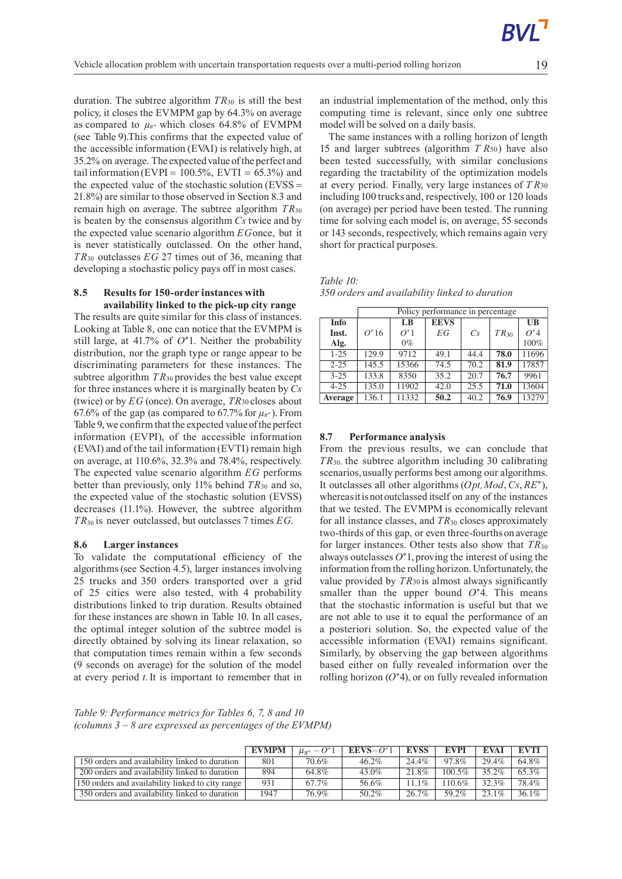duration. The subtree algorithm $TR_{30}$ is still the best policy, it closes the EVMPM gap by 64.3% on average as compared to $\mu_{\pi^*}$ which closes 64.8% of EVMPM (see Table 9).This confirms that the expected value of the accessible information (EVAI) is relatively high, at 35.2% on average. The expected value of the perfect and tail information (EVPI = 100.5%, EVTI = 65.3%) and the expected value of the stochastic solution (EVSS = 21.8%) are similar to those observed in Section 8.3 and remain high on average. The subtree algorithm $TR_{30}$ is beaten by the consensus algorithm $Cs$ twice and by the expected value scenario algorithm $EG$ once, but it is never statistically outclassed. On the other hand, $TR_{30}$ outclasses $EG$ 27 times out of 36, meaning that developing a stochastic policy pays off in most cases.

### 8.5 Results for 150-order instances with availability linked to the pick-up city range

The results are quite similar for this class of instances. Looking at Table 8, one can notice that the EVMPM is still large, at 41.7% of $O^*1$. Neither the probability distribution, nor the graph type or range appear to be discriminating parameters for these instances. The subtree algorithm $TR_{30}$ provides the best value except for three instances where it is marginally beaten by $Cs$ (twice) or by $EG$ (once). On average, $TR_{30}$ closes about 67.6% of the gap (as compared to 67.7% for $\mu_{\pi^*}$). From Table 9, we confirm that the expected value of the perfect information (EVPI), of the accessible information (EVAI) and of the tail information (EVTI) remain high on average, at 110.6%, 32.3% and 78.4%, respectively. The expected value scenario algorithm $EG$ performs better than previously, only 11% behind $TR_{30}$ and so, the expected value of the stochastic solution (EVSS) decreases (11.1%). However, the subtree algorithm $TR_{30}$ is never outclassed, but outclasses 7 times $EG$.

### 8.6 Larger instances

To validate the computational efficiency of the algorithms (see Section 4.5), larger instances involving 25 trucks and 350 orders transported over a grid of 25 cities were also tested, with 4 probability distributions linked to trip duration. Results obtained for these instances are shown in Table 10. In all cases, the optimal integer solution of the subtree model is directly obtained by solving its linear relaxation, so that computation times remain within a few seconds (9 seconds on average) for the solution of the model at every period $t$. It is important to remember that in an industrial implementation of the method, only this computing time is relevant, since only one subtree model will be solved on a daily basis.

The same instances with a rolling horizon of length 15 and larger subtrees (algorithm $TR_{50}$) have also been tested successfully, with similar conclusions regarding the tractability of the optimization models at every period. Finally, very large instances of $TR_{30}$ including 100 trucks and, respectively, 100 or 120 loads (on average) per period have been tested. The running time for solving each model is, on average, 55 seconds or 143 seconds, respectively, which remains again very short for practical purposes.

*Table 10: 350 orders and availability linked to duration*

| Info | Policy performance in percentage | | | | | |
|---|---|---|---|---|---|---|
| Inst. | $O^*16$ | LB | EEVS | $Cs$ | $TR_{30}$ | UB |
| Alg. | | $O^*1$ | $EG$ | | | $O^*4$ |
| | | 0% | | | | 100% |
| 1-25 | 129.9 | 9712 | 49.1 | 44.4 | **78.0** | 11696 |
| 2-25 | 145.5 | 15366 | 74.5 | 70.2 | **81.9** | 17857 |
| 3-25 | 133.8 | 8350 | 35.2 | 20.7 | **76.7** | 9961 |
| 4-25 | 135.0 | 11902 | 42.0 | 25.5 | **71.0** | 13604 |
| **Average** | 136.1 | 11332 | **50.2** | 40.2 | **76.9** | 13279 |

### 8.7 Performance analysis

From the previous results, we can conclude that $TR_{30}$, the subtree algorithm including 30 calibrating scenarios, usually performs best among our algorithms. It outclasses all other algorithms ($Opt, Mod, Cs, RE^*$), whereas it is not outclassed itself on any of the instances that we tested. The EVMPM is economically relevant for all instance classes, and $TR_{30}$ closes approximately two-thirds of this gap, or even three-fourths on average for larger instances. Other tests also show that $TR_{30}$ always outclasses $O^*1$, proving the interest of using the information from the rolling horizon. Unfortunately, the value provided by $TR_{30}$ is almost always significantly smaller than the upper bound $O^*4$. This means that the stochastic information is useful but that we are not able to use it to equal the performance of an a posteriori solution. So, the expected value of the accessible information (EVAI) remains significant. Similarly, by observing the gap between algorithms based either on fully revealed information over the rolling horizon ($O^*4$), or on fully revealed information

*Table 9: Performance metrics for Tables 6, 7, 8 and 10 (columns 3 – 8 are expressed as percentages of the EVMPM)*

| | EVMPM | $\mu_{\pi^*} - O^*1$ | EEVS$-O^*1$ | EVSS | EVPI | EVAI | EVTI |
|---|---|---|---|---|---|---|---|
| 150 orders and availability linked to duration | 801 | 70.6% | 46.2% | 24.4% | 97.8% | 29.4% | 64.8% |
| 200 orders and availability linked to duration | 894 | 64.8% | 43.0% | 21.8% | 100.5% | 35.2% | 65.3% |
| 150 orders and availability linked to city range | 931 | 67.7% | 56.6% | 11.1% | 110.6% | 32.3% | 78.4% |
| 350 orders and availability linked to duration | 1947 | 76.9% | 50.2% | 26.7% | 59.2% | 23.1% | 36.1% |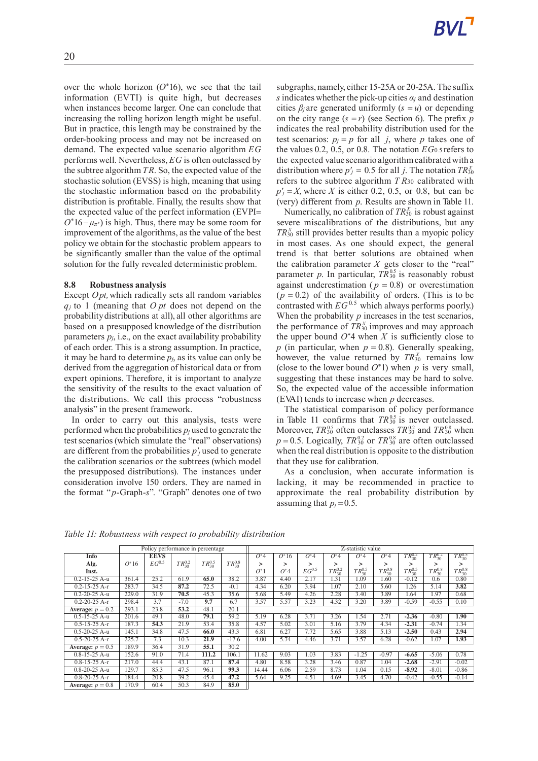over the whole horizon ($O^*16$), we see that the tail information (EVTI) is quite high, but decreases when instances become larger. One can conclude that increasing the rolling horizon length might be useful. But in practice, this length may be constrained by the order-booking process and may not be increased on demand. The expected value scenario algorithm $EG$ performs well. Nevertheless, $EG$ is often outclassed by the subtree algorithm $TR$. So, the expected value of the stochastic solution (EVSS) is high, meaning that using the stochastic information based on the probability distribution is profitable. Finally, the results show that the expected value of the perfect information (EVPI= $O^*16-\mu_{\pi^*}$) is high. Thus, there may be some room for improvement of the algorithms, as the value of the best policy we obtain for the stochastic problem appears to be significantly smaller than the value of the optimal solution for the fully revealed deterministic problem.

### 8.8 Robustness analysis

Except $Opt$, which radically sets all random variables $q_j$ to 1 (meaning that $Opt$ does not depend on the probability distributions at all), all other algorithms are based on a presupposed knowledge of the distribution parameters $p_j$, i.e., on the exact availability probability of each order. This is a strong assumption. In practice, it may be hard to determine $p_j$, as its value can only be derived from the aggregation of historical data or from expert opinions. Therefore, it is important to analyze the sensitivity of the results to the exact valuation of the distributions. We call this process "robustness analysis" in the present framework.

In order to carry out this analysis, tests were performed when the probabilities $p_j$ used to generate the test scenarios (which simulate the "real" observations) are different from the probabilities $p'_j$ used to generate the calibration scenarios or the subtrees (which model the presupposed distributions). The instances under consideration involve 150 orders. They are named in the format "$p$-Graph-$s$". "Graph" denotes one of two subgraphs, namely, either 15-25A or 20-25A. The suffix $s$ indicates whether the pick-up cities $\alpha_j$ and destination cities $\beta_j$ are generated uniformly ($s=u$) or depending on the city range ($s=r$) (see Section 6). The prefix $p$ indicates the real probability distribution used for the test scenarios: $p_j = p$ for all $j$, where $p$ takes one of the values 0.2, 0.5, or 0.8. The notation $EG_{0.5}$ refers to the expected value scenario algorithm calibrated with a distribution where $p'_j = 0.5$ for all $j$. The notation $TR_{30}^X$ refers to the subtree algorithm $TR_{30}$ calibrated with $p'_j = X$, where $X$ is either 0.2, 0.5, or 0.8, but can be (very) different from $p$. Results are shown in Table 11.

Numerically, no calibration of $TR_{30}^X$ is robust against severe miscalibrations of the distributions, but any $TR_{30}^X$ still provides better results than a myopic policy in most cases. As one should expect, the general trend is that better solutions are obtained when the calibration parameter $X$ gets closer to the "real" parameter $p$. In particular, $TR_{30}^{0.5}$ is reasonably robust against underestimation ($p=0.8$) or overestimation ($p=0.2$) of the availability of orders. (This is to be contrasted with $EG^{0.5}$ which always performs poorly.) When the probability $p$ increases in the test scenarios, the performance of $TR_{30}^X$ improves and may approach the upper bound $O^*4$ when $X$ is sufficiently close to $p$ (in particular, when $p=0.8$). Generally speaking, however, the value returned by $TR_{30}^X$ remains low (close to the lower bound $O^*1$) when $p$ is very small, suggesting that these instances may be hard to solve. So, the expected value of the accessible information (EVAI) tends to increase when $p$ decreases.

The statistical comparison of policy performance in Table 11 confirms that $TR_{30}^{0.5}$ is never outclassed. Moreover, $TR_{30}^{0.5}$ often outclasses $TR_{30}^{0.2}$ and $TR_{30}^{0.8}$ when $p=0.5$. Logically, $TR_{30}^{0.2}$ or $TR_{30}^{0.8}$ are often outclassed when the real distribution is opposite to the distribution that they use for calibration.

As a conclusion, when accurate information is lacking, it may be recommended in practice to approximate the real probability distribution by assuming that $p_j=0.5$.

*Table 11: Robustness with respect to probability distribution*

| Info | Policy performance in percentage | | | | | Z-statistic value | | | | | | | | |
|---|---|---|---|---|---|---|---|---|---|---|---|---|---|---|
| **Alg.** | $O^*16$ | **EEVS** $EG^{0.5}$ | $TR_{30}^{0.2}$ | $TR_{30}^{0.5}$ | $TR_{30}^{0.8}$ | $O^*4$ > $O^*1$ | $O^*16$ > $O^*4$ | $O^*4$ > $EG^{0.5}$ | $O^*4$ > $TR_{30}^{0.2}$ | $O^*4$ > $TR_{30}^{0.5}$ | $O^*4$ > $TR_{30}^{0.8}$ | $TR_{30}^{0.2}$ > $TR_{30}^{0.5}$ | $TR_{30}^{0.2}$ > $TR_{30}^{0.8}$ | $TR_{30}^{0.5}$ > $TR_{30}^{0.8}$ |
| **Inst.** | | | | | | | | | | | | | | |
| 0.2-15-25 A-u | 361.4 | 25.2 | 61.9 | **65.0** | 38.2 | 3.87 | 4.40 | 2.17 | 1.31 | 1.09 | 1.60 | -0.12 | 0.6 | 0.80 |
| 0.2-15-25 A-r | 283.7 | 34.5 | **87.2** | 72.5 | -0.1 | 4.34 | 6.20 | 3.94 | 1.07 | 2.10 | 5.60 | 1.26 | 5.14 | **3.82** |
| 0.2-20-25 A-u | 229.0 | 31.9 | **70.5** | 45.3 | 35.6 | 5.68 | 5.49 | 4.26 | 2.28 | 3.40 | 3.89 | 1.64 | 1.97 | 0.68 |
| 0.2-20-25 A-r | 298.4 | 3.7 | -7.0 | **9.7** | 6.7 | 3.57 | 5.57 | 3.23 | 4.32 | 3.20 | 3.89 | -0.59 | -0.55 | 0.10 |
| **Average:** $p=0.2$ | 293.1 | 23.8 | **53.2** | 48.1 | 20.1 | | | | | | | | | |
| 0.5-15-25 A-u | 201.6 | 49.1 | 48.0 | **79.1** | 59.2 | 5.19 | 6.28 | 3.71 | 3.26 | 1.54 | 2.71 | **-2.36** | -0.80 | **1.90** |
| 0.5-15-25 A-r | 187.3 | **54.3** | 21.9 | 53.4 | 35.8 | 4.57 | 5.02 | 3.01 | 5.16 | 3.79 | 4.34 | **-2.31** | -0.74 | 1.34 |
| 0.5-20-25 A-u | 145.1 | 34.8 | 47.5 | **66.0** | 43.3 | 6.81 | 6.27 | 7.72 | 5.65 | 3.88 | 5.13 | **-2.50** | 0.43 | **2.94** |
| 0.5-20-25 A-r | 225.7 | 7.3 | 10.3 | **21.9** | -17.6 | 4.00 | 5.74 | 4.46 | 3.71 | 3.57 | 6.28 | -0.62 | 1.07 | **1.93** |
| **Average:** $p=0.5$ | 189.9 | 36.4 | 31.9 | **55.1** | 30.2 | | | | | | | | | |
| 0.8-15-25 A-u | 152.6 | 91.0 | 71.4 | **111.2** | 106.1 | 11.62 | 9.03 | 1.03 | 3.83 | -1.25 | -0.97 | **-6.65** | -5.06 | 0.78 |
| 0.8-15-25 A-r | 217.0 | 44.4 | 43.1 | 87.1 | **87.4** | 4.80 | 8.58 | 3.28 | 3.46 | 0.87 | 1.04 | **-2.68** | -2.91 | -0.02 |
| 0.8-20-25 A-u | 129.7 | 85.3 | 47.5 | 96.1 | **99.3** | 14.44 | 6.06 | 2.59 | 8.73 | 1.04 | 0.15 | **-8.92** | -8.01 | -0.86 |
| 0.8-20-25 A-r | 184.4 | 20.8 | 39.2 | 45.4 | **47.2** | 5.64 | 9.25 | 4.51 | 4.69 | 3.45 | 4.70 | -0.42 | -0.55 | -0.14 |
| **Average:** $p=0.8$ | 170.9 | 60.4 | 50.3 | 84.9 | **85.0** | | | | | | | | | |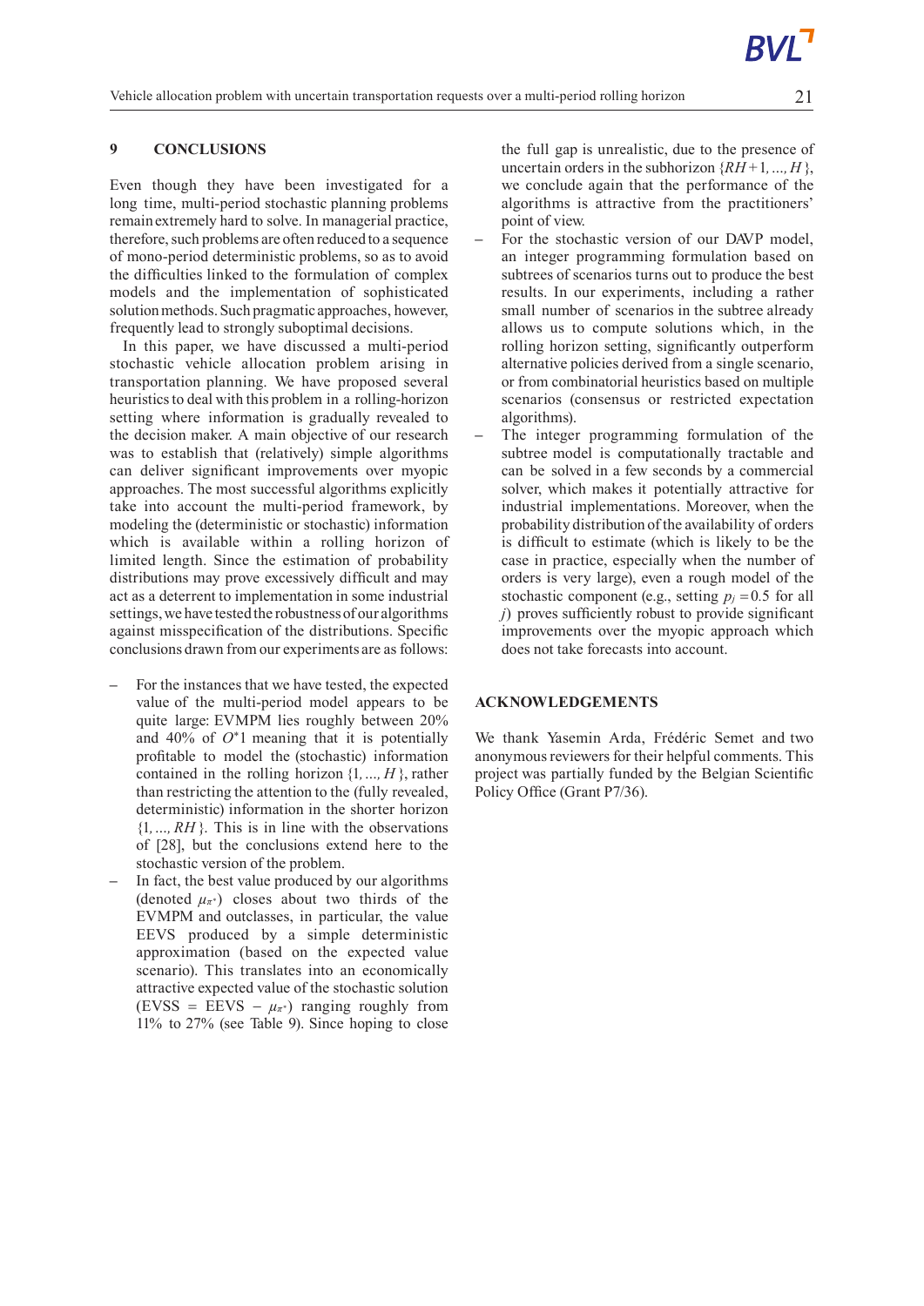## 9 CONCLUSIONS

Even though they have been investigated for a long time, multi-period stochastic planning problems remain extremely hard to solve. In managerial practice, therefore, such problems are often reduced to a sequence of mono-period deterministic problems, so as to avoid the difficulties linked to the formulation of complex models and the implementation of sophisticated solution methods. Such pragmatic approaches, however, frequently lead to strongly suboptimal decisions.

In this paper, we have discussed a multi-period stochastic vehicle allocation problem arising in transportation planning. We have proposed several heuristics to deal with this problem in a rolling-horizon setting where information is gradually revealed to the decision maker. A main objective of our research was to establish that (relatively) simple algorithms can deliver significant improvements over myopic approaches. The most successful algorithms explicitly take into account the multi-period framework, by modeling the (deterministic or stochastic) information which is available within a rolling horizon of limited length. Since the estimation of probability distributions may prove excessively difficult and may act as a deterrent to implementation in some industrial settings, we have tested the robustness of our algorithms against misspecification of the distributions. Specific conclusions drawn from our experiments are as follows:

- For the instances that we have tested, the expected value of the multi-period model appears to be quite large: EVMPM lies roughly between 20% and 40% of $O^*1$ meaning that it is potentially profitable to model the (stochastic) information contained in the rolling horizon $\{1, ..., H\}$, rather than restricting the attention to the (fully revealed, deterministic) information in the shorter horizon $\{1, ..., RH\}$. This is in line with the observations of [28], but the conclusions extend here to the stochastic version of the problem.
- In fact, the best value produced by our algorithms (denoted $\mu_{\pi^*}$) closes about two thirds of the EVMPM and outclasses, in particular, the value EEVS produced by a simple deterministic approximation (based on the expected value scenario). This translates into an economically attractive expected value of the stochastic solution (EVSS = EEVS $-$ $\mu_{\pi^*}$) ranging roughly from 11% to 27% (see Table 9). Since hoping to close the full gap is unrealistic, due to the presence of uncertain orders in the subhorizon $\{RH+1, ..., H\}$, we conclude again that the performance of the algorithms is attractive from the practitioners' point of view.
- For the stochastic version of our DAVP model, an integer programming formulation based on subtrees of scenarios turns out to produce the best results. In our experiments, including a rather small number of scenarios in the subtree already allows us to compute solutions which, in the rolling horizon setting, significantly outperform alternative policies derived from a single scenario, or from combinatorial heuristics based on multiple scenarios (consensus or restricted expectation algorithms).
- The integer programming formulation of the subtree model is computationally tractable and can be solved in a few seconds by a commercial solver, which makes it potentially attractive for industrial implementations. Moreover, when the probability distribution of the availability of orders is difficult to estimate (which is likely to be the case in practice, especially when the number of orders is very large), even a rough model of the stochastic component (e.g., setting $p_j = 0.5$ for all $j$) proves sufficiently robust to provide significant improvements over the myopic approach which does not take forecasts into account.

## ACKNOWLEDGEMENTS

We thank Yasemin Arda, Frédéric Semet and two anonymous reviewers for their helpful comments. This project was partially funded by the Belgian Scientific Policy Office (Grant P7/36).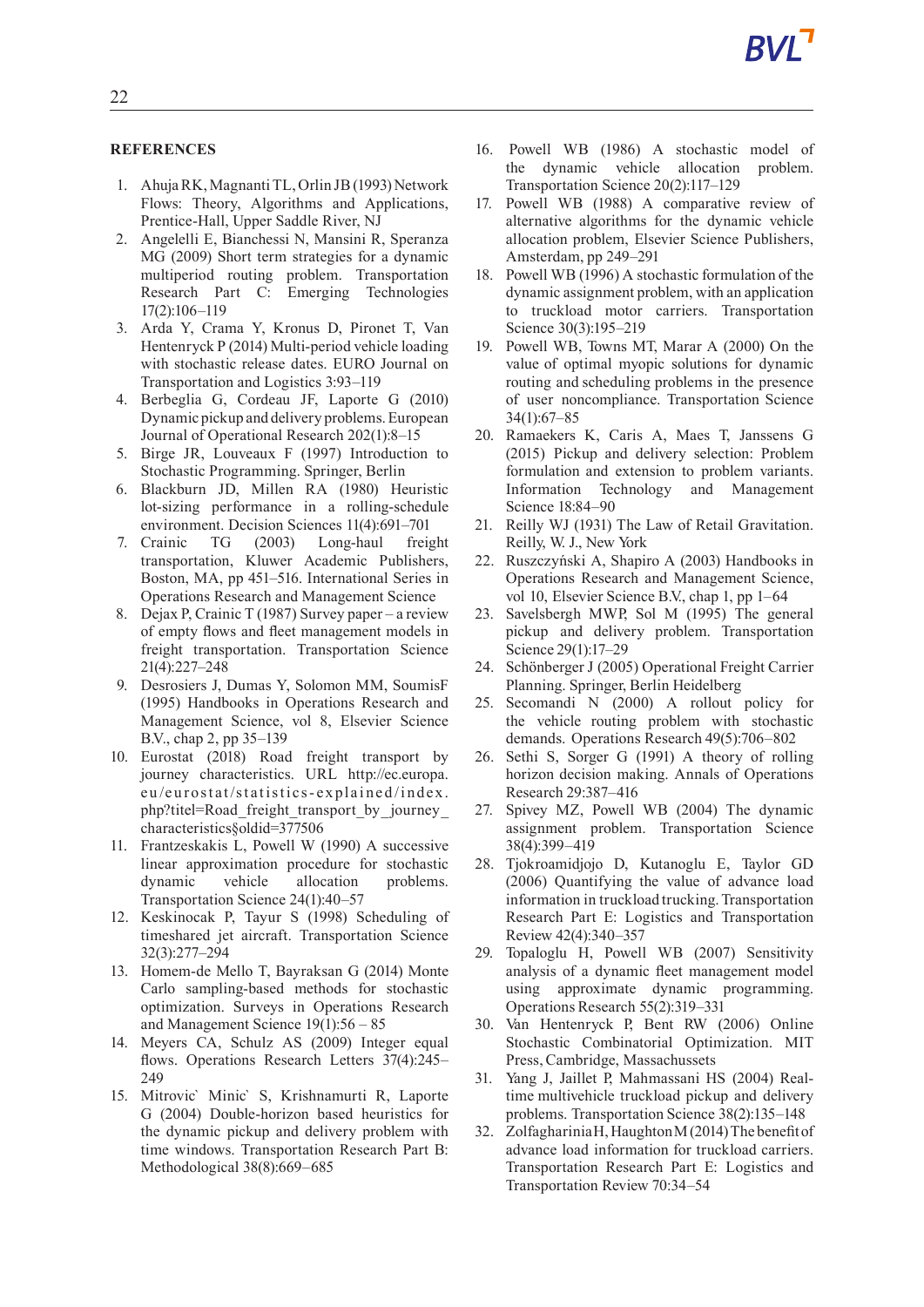## REFERENCES

1. Ahuja RK, Magnanti TL, Orlin JB (1993) Network Flows: Theory, Algorithms and Applications, Prentice-Hall, Upper Saddle River, NJ
2. Angelelli E, Bianchessi N, Mansini R, Speranza MG (2009) Short term strategies for a dynamic multiperiod routing problem. Transportation Research Part C: Emerging Technologies 17(2):106–119
3. Arda Y, Crama Y, Kronus D, Pironet T, Van Hentenryck P (2014) Multi-period vehicle loading with stochastic release dates. EURO Journal on Transportation and Logistics 3:93–119
4. Berbeglia G, Cordeau JF, Laporte G (2010) Dynamic pickup and delivery problems. European Journal of Operational Research 202(1):8–15
5. Birge JR, Louveaux F (1997) Introduction to Stochastic Programming. Springer, Berlin
6. Blackburn JD, Millen RA (1980) Heuristic lot-sizing performance in a rolling-schedule environment. Decision Sciences 11(4):691–701
7. Crainic TG (2003) Long-haul freight transportation, Kluwer Academic Publishers, Boston, MA, pp 451–516. International Series in Operations Research and Management Science
8. Dejax P, Crainic T (1987) Survey paper – a review of empty flows and fleet management models in freight transportation. Transportation Science 21(4):227–248
9. Desrosiers J, Dumas Y, Solomon MM, SoumisF (1995) Handbooks in Operations Research and Management Science, vol 8, Elsevier Science B.V., chap 2, pp 35–139
10. Eurostat (2018) Road freight transport by journey characteristics. URL http://ec.europa.eu/eurostat/statistics-explained/index.php?titel=Road_freight_transport_by_journey_characteristics§oldid=377506
11. Frantzeskakis L, Powell W (1990) A successive linear approximation procedure for stochastic dynamic vehicle allocation problems. Transportation Science 24(1):40–57
12. Keskinocak P, Tayur S (1998) Scheduling of timeshared jet aircraft. Transportation Science 32(3):277–294
13. Homem-de Mello T, Bayraksan G (2014) Monte Carlo sampling-based methods for stochastic optimization. Surveys in Operations Research and Management Science 19(1):56 – 85
14. Meyers CA, Schulz AS (2009) Integer equal flows. Operations Research Letters 37(4):245–249
15. Mitrovic` Minic` S, Krishnamurti R, Laporte G (2004) Double-horizon based heuristics for the dynamic pickup and delivery problem with time windows. Transportation Research Part B: Methodological 38(8):669–685
16. Powell WB (1986) A stochastic model of the dynamic vehicle allocation problem. Transportation Science 20(2):117–129
17. Powell WB (1988) A comparative review of alternative algorithms for the dynamic vehicle allocation problem, Elsevier Science Publishers, Amsterdam, pp 249–291
18. Powell WB (1996) A stochastic formulation of the dynamic assignment problem, with an application to truckload motor carriers. Transportation Science 30(3):195–219
19. Powell WB, Towns MT, Marar A (2000) On the value of optimal myopic solutions for dynamic routing and scheduling problems in the presence of user noncompliance. Transportation Science 34(1):67–85
20. Ramaekers K, Caris A, Maes T, Janssens G (2015) Pickup and delivery selection: Problem formulation and extension to problem variants. Information Technology and Management Science 18:84–90
21. Reilly WJ (1931) The Law of Retail Gravitation. Reilly, W. J., New York
22. Ruszczyński A, Shapiro A (2003) Handbooks in Operations Research and Management Science, vol 10, Elsevier Science B.V., chap 1, pp 1–64
23. Savelsbergh MWP, Sol M (1995) The general pickup and delivery problem. Transportation Science 29(1):17–29
24. Schönberger J (2005) Operational Freight Carrier Planning. Springer, Berlin Heidelberg
25. Secomandi N (2000) A rollout policy for the vehicle routing problem with stochastic demands. Operations Research 49(5):706–802
26. Sethi S, Sorger G (1991) A theory of rolling horizon decision making. Annals of Operations Research 29:387–416
27. Spivey MZ, Powell WB (2004) The dynamic assignment problem. Transportation Science 38(4):399–419
28. Tjokroamidjojo D, Kutanoglu E, Taylor GD (2006) Quantifying the value of advance load information in truckload trucking. Transportation Research Part E: Logistics and Transportation Review 42(4):340–357
29. Topaloglu H, Powell WB (2007) Sensitivity analysis of a dynamic fleet management model using approximate dynamic programming. Operations Research 55(2):319–331
30. Van Hentenryck P, Bent RW (2006) Online Stochastic Combinatorial Optimization. MIT Press, Cambridge, Massachussets
31. Yang J, Jaillet P, Mahmassani HS (2004) Real-time multivehicle truckload pickup and delivery problems. Transportation Science 38(2):135–148
32. Zolfagharinia H, Haughton M (2014) The benefit of advance load information for truckload carriers. Transportation Research Part E: Logistics and Transportation Review 70:34–54